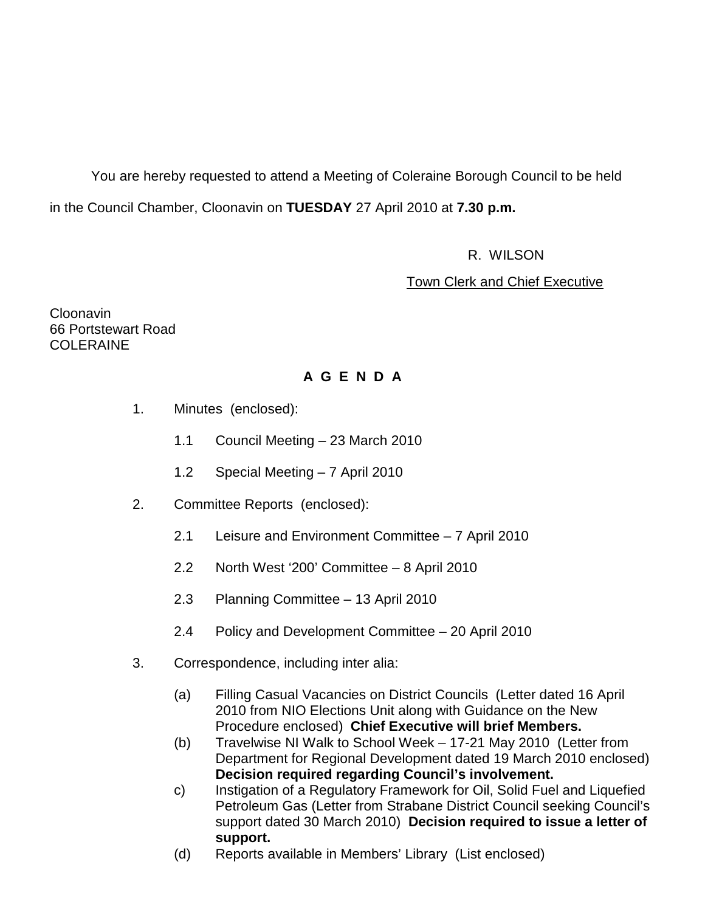You are hereby requested to attend a Meeting of Coleraine Borough Council to be held in the Council Chamber, Cloonavin on **TUESDAY** 27 April 2010 at **7.30 p.m.**

R. WILSON

Town Clerk and Chief Executive

Cloonavin
66 Portstewart Road
COLERAINE

## A G E N D A

1. Minutes (enclosed):

   1.1 Council Meeting – 23 March 2010

   1.2 Special Meeting – 7 April 2010

2. Committee Reports (enclosed):

   2.1 Leisure and Environment Committee – 7 April 2010

   2.2 North West '200' Committee – 8 April 2010

   2.3 Planning Committee – 13 April 2010

   2.4 Policy and Development Committee – 20 April 2010

3. Correspondence, including inter alia:

   (a) Filling Casual Vacancies on District Councils (Letter dated 16 April 2010 from NIO Elections Unit along with Guidance on the New Procedure enclosed) **Chief Executive will brief Members.**

   (b) Travelwise NI Walk to School Week – 17-21 May 2010 (Letter from Department for Regional Development dated 19 March 2010 enclosed) **Decision required regarding Council's involvement.**

   c) Instigation of a Regulatory Framework for Oil, Solid Fuel and Liquefied Petroleum Gas (Letter from Strabane District Council seeking Council's support dated 30 March 2010) **Decision required to issue a letter of support.**

   (d) Reports available in Members' Library (List enclosed)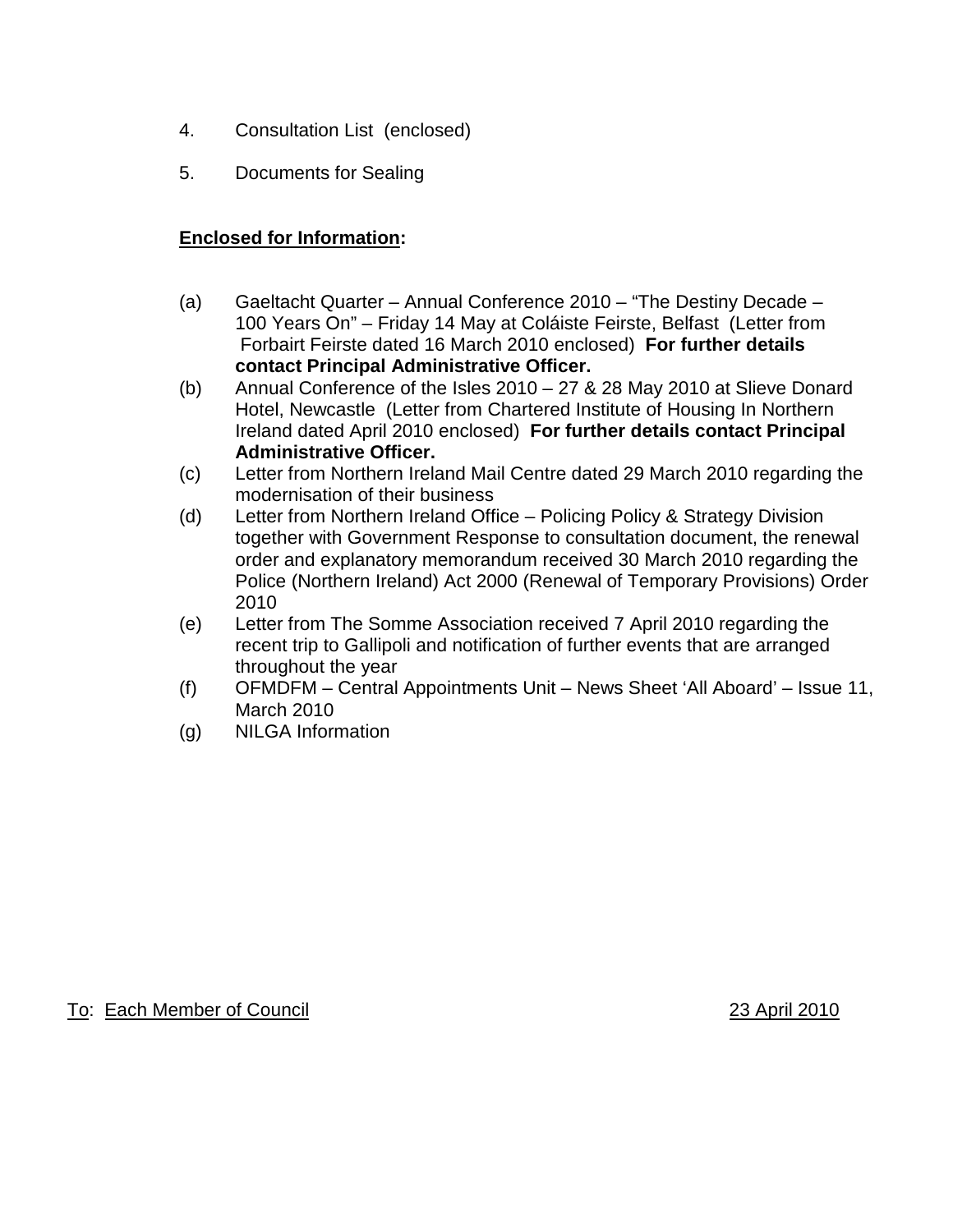4. Consultation List (enclosed)

5. Documents for Sealing

**<u>Enclosed for Information</u>:**

(a) Gaeltacht Quarter – Annual Conference 2010 – "The Destiny Decade – 100 Years On" – Friday 14 May at Coláiste Feirste, Belfast (Letter from Forbairt Feirste dated 16 March 2010 enclosed) **For further details contact Principal Administrative Officer.**

(b) Annual Conference of the Isles 2010 – 27 & 28 May 2010 at Slieve Donard Hotel, Newcastle (Letter from Chartered Institute of Housing In Northern Ireland dated April 2010 enclosed) **For further details contact Principal Administrative Officer.**

(c) Letter from Northern Ireland Mail Centre dated 29 March 2010 regarding the modernisation of their business

(d) Letter from Northern Ireland Office – Policing Policy & Strategy Division together with Government Response to consultation document, the renewal order and explanatory memorandum received 30 March 2010 regarding the Police (Northern Ireland) Act 2000 (Renewal of Temporary Provisions) Order 2010

(e) Letter from The Somme Association received 7 April 2010 regarding the recent trip to Gallipoli and notification of further events that are arranged throughout the year

(f) OFMDFM – Central Appointments Unit – News Sheet 'All Aboard' – Issue 11, March 2010

(g) NILGA Information

<u>To</u>: <u>Each Member of Council</u>

<u>23 April 2010</u>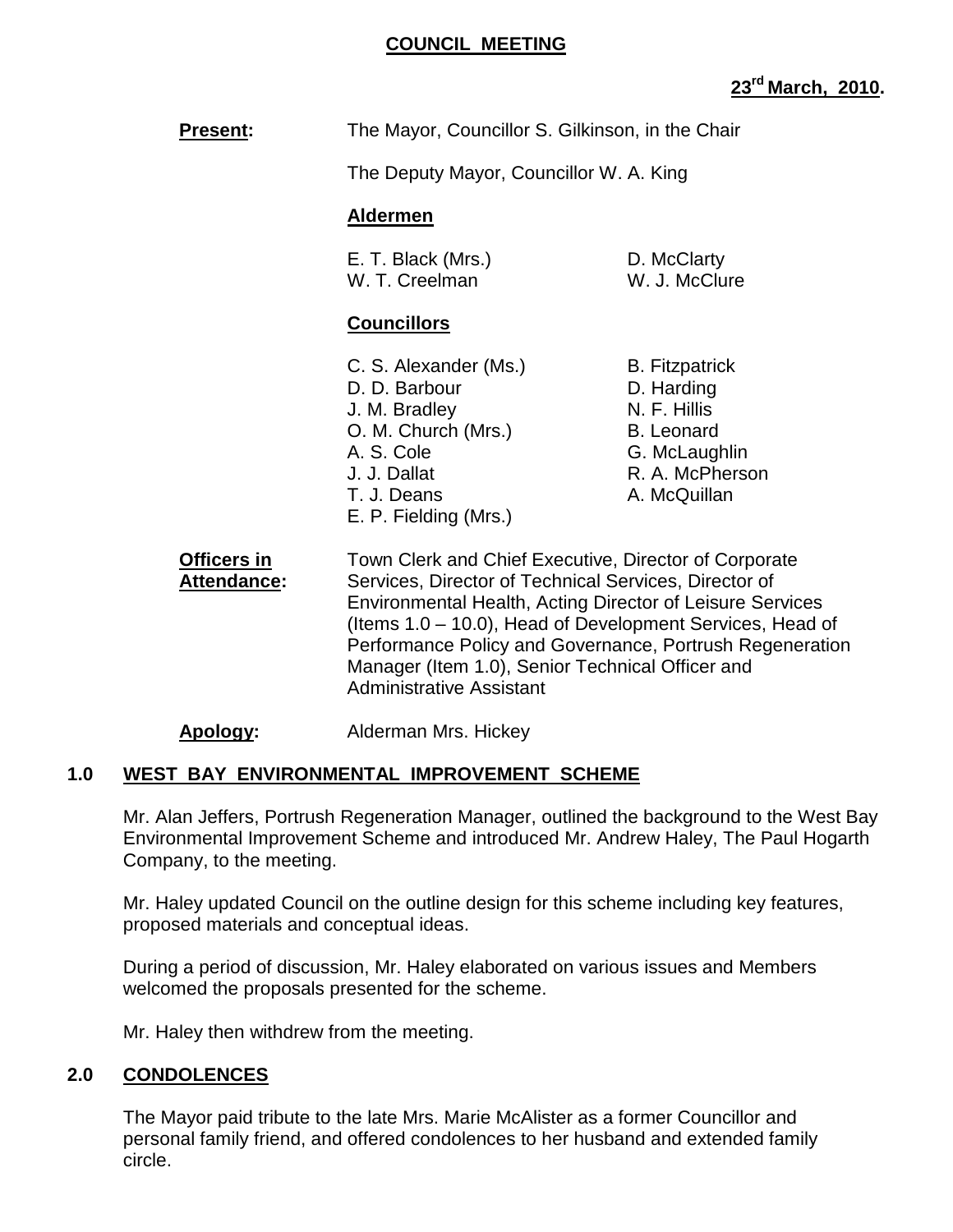**COUNCIL MEETING**

**23rd March, 2010.**

**Present:** The Mayor, Councillor S. Gilkinson, in the Chair

The Deputy Mayor, Councillor W. A. King

**Aldermen**

E. T. Black (Mrs.)
W. T. Creelman
D. McClarty
W. J. McClure

**Councillors**

C. S. Alexander (Ms.)
D. D. Barbour
J. M. Bradley
O. M. Church (Mrs.)
A. S. Cole
J. J. Dallat
T. J. Deans
E. P. Fielding (Mrs.)
B. Fitzpatrick
D. Harding
N. F. Hillis
B. Leonard
G. McLaughlin
R. A. McPherson
A. McQuillan

**Officers in Attendance:** Town Clerk and Chief Executive, Director of Corporate Services, Director of Technical Services, Director of Environmental Health, Acting Director of Leisure Services (Items 1.0 – 10.0), Head of Development Services, Head of Performance Policy and Governance, Portrush Regeneration Manager (Item 1.0), Senior Technical Officer and Administrative Assistant

**Apology:** Alderman Mrs. Hickey

## 1.0 WEST BAY ENVIRONMENTAL IMPROVEMENT SCHEME

Mr. Alan Jeffers, Portrush Regeneration Manager, outlined the background to the West Bay Environmental Improvement Scheme and introduced Mr. Andrew Haley, The Paul Hogarth Company, to the meeting.

Mr. Haley updated Council on the outline design for this scheme including key features, proposed materials and conceptual ideas.

During a period of discussion, Mr. Haley elaborated on various issues and Members welcomed the proposals presented for the scheme.

Mr. Haley then withdrew from the meeting.

## 2.0 CONDOLENCES

The Mayor paid tribute to the late Mrs. Marie McAlister as a former Councillor and personal family friend, and offered condolences to her husband and extended family circle.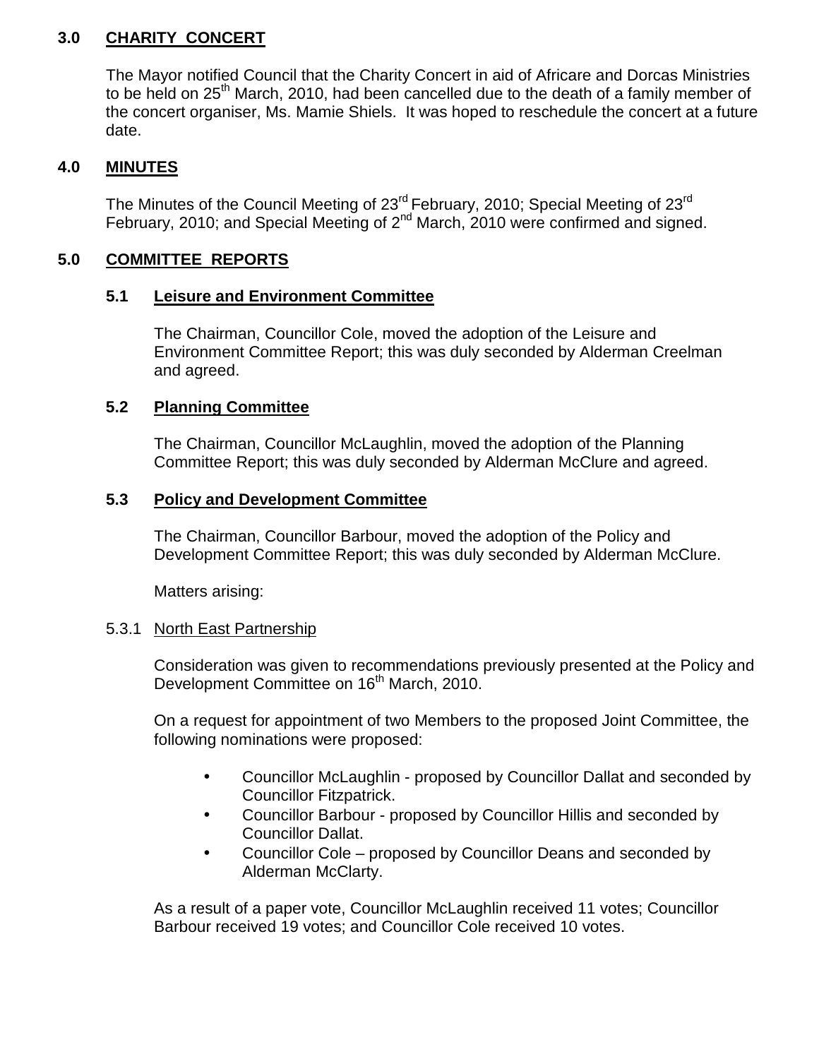## 3.0 CHARITY CONCERT

The Mayor notified Council that the Charity Concert in aid of Africare and Dorcas Ministries to be held on 25th March, 2010, had been cancelled due to the death of a family member of the concert organiser, Ms. Mamie Shiels. It was hoped to reschedule the concert at a future date.

## 4.0 MINUTES

The Minutes of the Council Meeting of 23rd February, 2010; Special Meeting of 23rd February, 2010; and Special Meeting of 2nd March, 2010 were confirmed and signed.

## 5.0 COMMITTEE REPORTS

### 5.1 Leisure and Environment Committee

The Chairman, Councillor Cole, moved the adoption of the Leisure and Environment Committee Report; this was duly seconded by Alderman Creelman and agreed.

### 5.2 Planning Committee

The Chairman, Councillor McLaughlin, moved the adoption of the Planning Committee Report; this was duly seconded by Alderman McClure and agreed.

### 5.3 Policy and Development Committee

The Chairman, Councillor Barbour, moved the adoption of the Policy and Development Committee Report; this was duly seconded by Alderman McClure.

Matters arising:

5.3.1 North East Partnership

Consideration was given to recommendations previously presented at the Policy and Development Committee on 16th March, 2010.

On a request for appointment of two Members to the proposed Joint Committee, the following nominations were proposed:

- Councillor McLaughlin - proposed by Councillor Dallat and seconded by Councillor Fitzpatrick.
- Councillor Barbour - proposed by Councillor Hillis and seconded by Councillor Dallat.
- Councillor Cole – proposed by Councillor Deans and seconded by Alderman McClarty.

As a result of a paper vote, Councillor McLaughlin received 11 votes; Councillor Barbour received 19 votes; and Councillor Cole received 10 votes.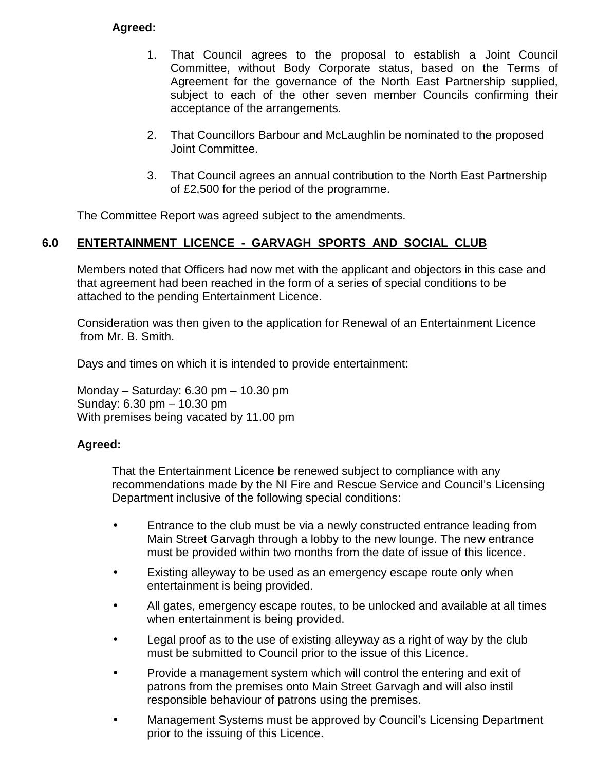**Agreed:**

1. That Council agrees to the proposal to establish a Joint Council Committee, without Body Corporate status, based on the Terms of Agreement for the governance of the North East Partnership supplied, subject to each of the other seven member Councils confirming their acceptance of the arrangements.

2. That Councillors Barbour and McLaughlin be nominated to the proposed Joint Committee.

3. That Council agrees an annual contribution to the North East Partnership of £2,500 for the period of the programme.

The Committee Report was agreed subject to the amendments.

## 6.0 ENTERTAINMENT LICENCE - GARVAGH SPORTS AND SOCIAL CLUB

Members noted that Officers had now met with the applicant and objectors in this case and that agreement had been reached in the form of a series of special conditions to be attached to the pending Entertainment Licence.

Consideration was then given to the application for Renewal of an Entertainment Licence from Mr. B. Smith.

Days and times on which it is intended to provide entertainment:

Monday – Saturday: 6.30 pm – 10.30 pm
Sunday: 6.30 pm – 10.30 pm
With premises being vacated by 11.00 pm

**Agreed:**

That the Entertainment Licence be renewed subject to compliance with any recommendations made by the NI Fire and Rescue Service and Council's Licensing Department inclusive of the following special conditions:

- Entrance to the club must be via a newly constructed entrance leading from Main Street Garvagh through a lobby to the new lounge. The new entrance must be provided within two months from the date of issue of this licence.
- Existing alleyway to be used as an emergency escape route only when entertainment is being provided.
- All gates, emergency escape routes, to be unlocked and available at all times when entertainment is being provided.
- Legal proof as to the use of existing alleyway as a right of way by the club must be submitted to Council prior to the issue of this Licence.
- Provide a management system which will control the entering and exit of patrons from the premises onto Main Street Garvagh and will also instil responsible behaviour of patrons using the premises.
- Management Systems must be approved by Council's Licensing Department prior to the issuing of this Licence.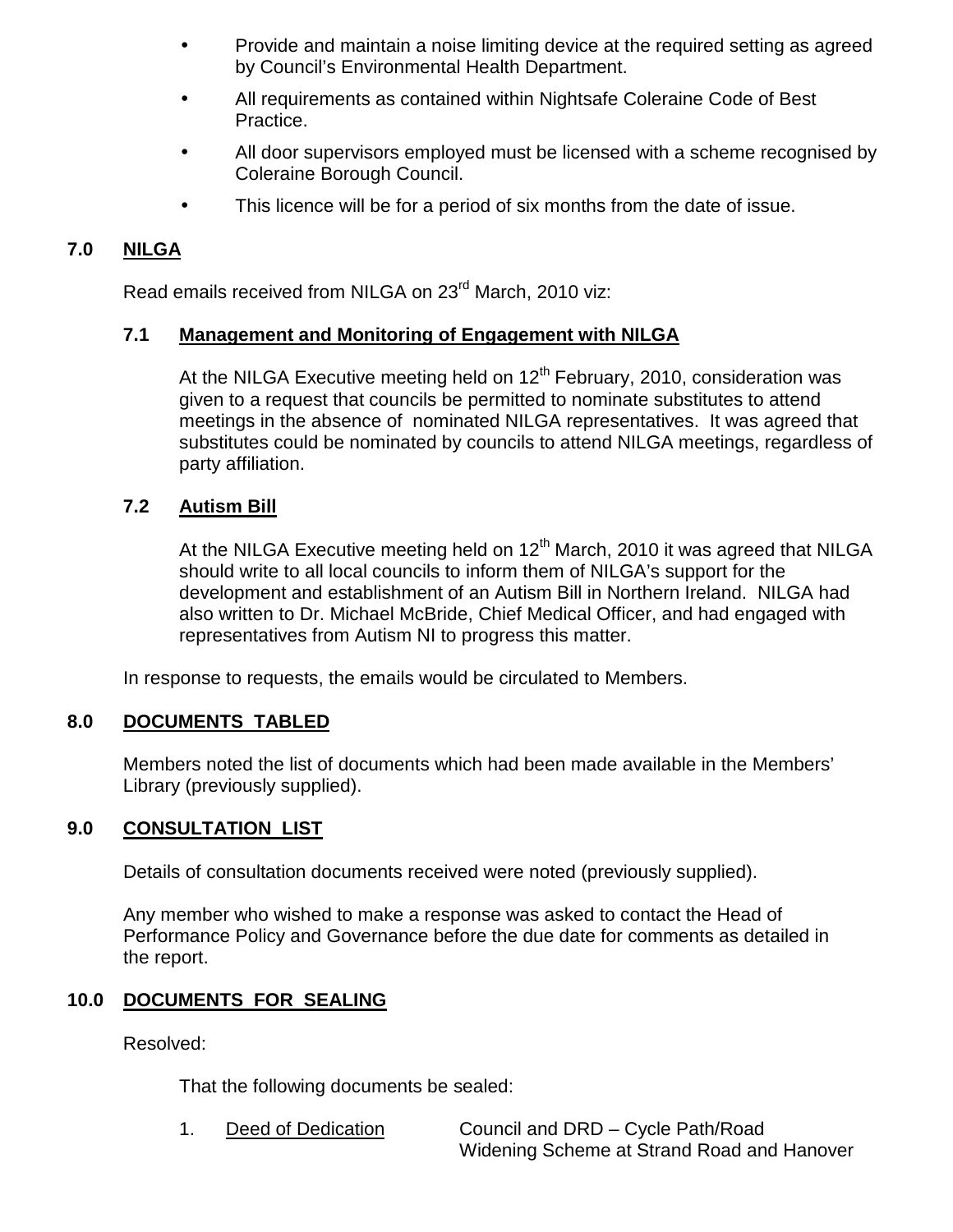- Provide and maintain a noise limiting device at the required setting as agreed by Council's Environmental Health Department.
- All requirements as contained within Nightsafe Coleraine Code of Best Practice.
- All door supervisors employed must be licensed with a scheme recognised by Coleraine Borough Council.
- This licence will be for a period of six months from the date of issue.

## 7.0 NILGA

Read emails received from NILGA on 23rd March, 2010 viz:

### 7.1 Management and Monitoring of Engagement with NILGA

At the NILGA Executive meeting held on 12th February, 2010, consideration was given to a request that councils be permitted to nominate substitutes to attend meetings in the absence of nominated NILGA representatives. It was agreed that substitutes could be nominated by councils to attend NILGA meetings, regardless of party affiliation.

### 7.2 Autism Bill

At the NILGA Executive meeting held on 12th March, 2010 it was agreed that NILGA should write to all local councils to inform them of NILGA's support for the development and establishment of an Autism Bill in Northern Ireland. NILGA had also written to Dr. Michael McBride, Chief Medical Officer, and had engaged with representatives from Autism NI to progress this matter.

In response to requests, the emails would be circulated to Members.

## 8.0 DOCUMENTS TABLED

Members noted the list of documents which had been made available in the Members' Library (previously supplied).

## 9.0 CONSULTATION LIST

Details of consultation documents received were noted (previously supplied).

Any member who wished to make a response was asked to contact the Head of Performance Policy and Governance before the due date for comments as detailed in the report.

## 10.0 DOCUMENTS FOR SEALING

Resolved:

That the following documents be sealed:

1. Deed of Dedication — Council and DRD – Cycle Path/Road Widening Scheme at Strand Road and Hanover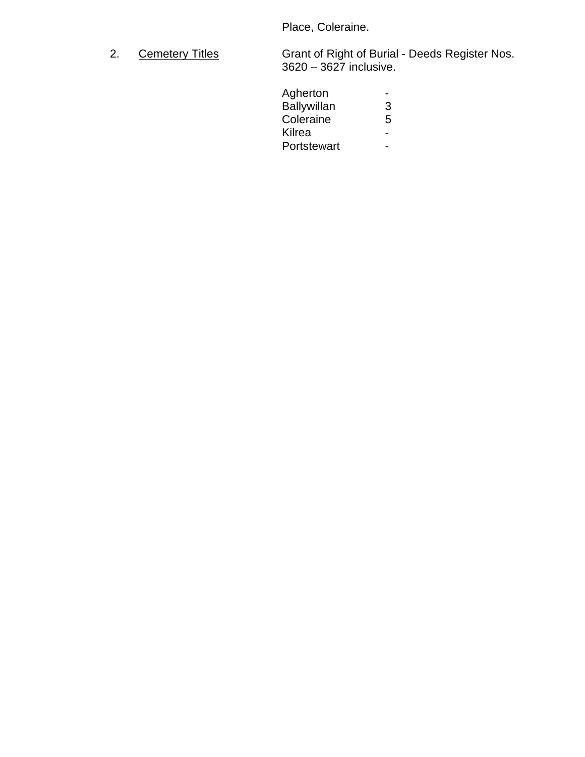Place, Coleraine.

2. Cemetery Titles — Grant of Right of Burial - Deeds Register Nos. 3620 – 3627 inclusive.

| | |
|---|---|
| Agherton | - |
| Ballywillan | 3 |
| Coleraine | 5 |
| Kilrea | - |
| Portstewart | - |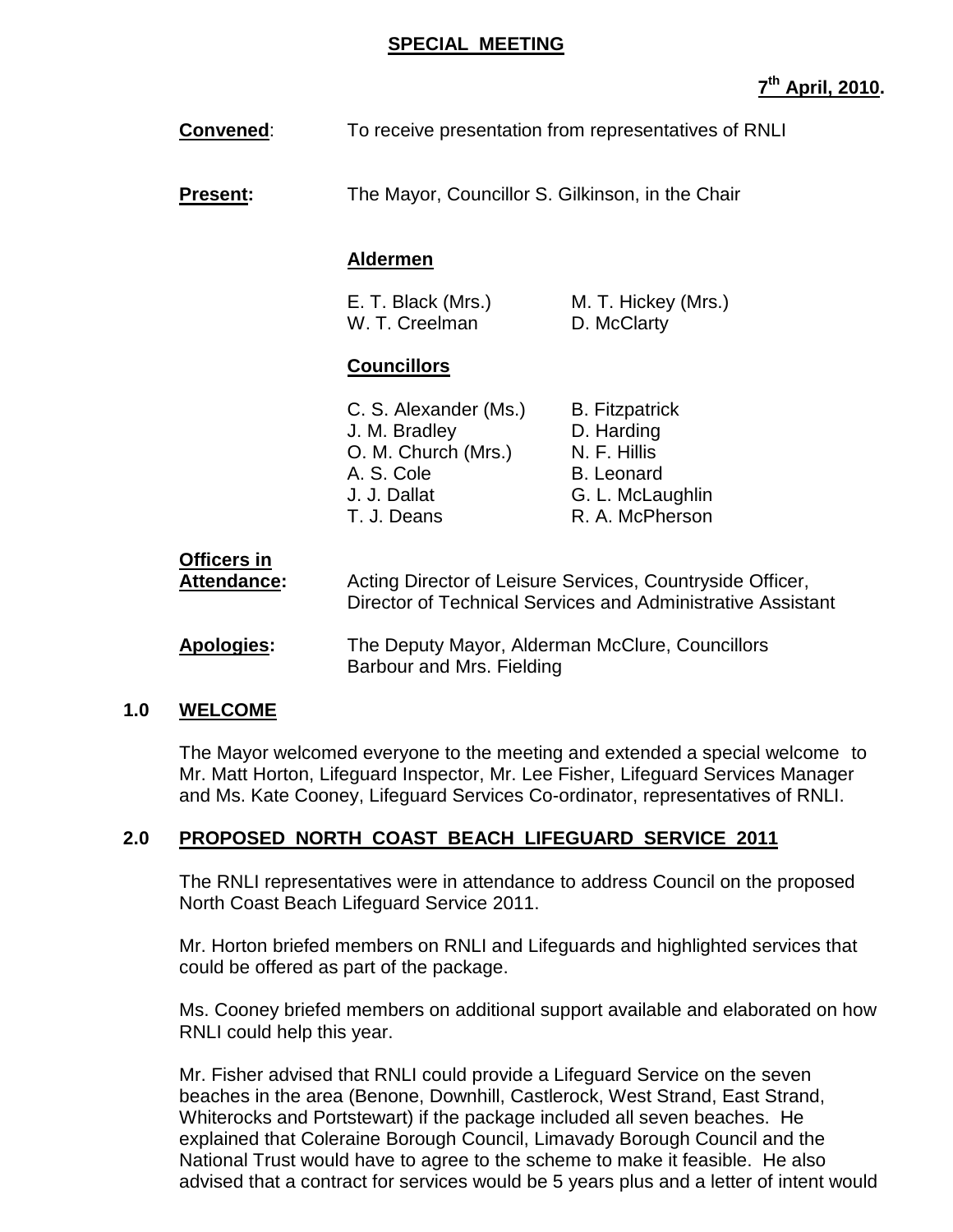**SPECIAL MEETING**

**7th April, 2010.**

**Convened**: To receive presentation from representatives of RNLI

**Present:** The Mayor, Councillor S. Gilkinson, in the Chair

**Aldermen**

| | |
|---|---|
| E. T. Black (Mrs.) | M. T. Hickey (Mrs.) |
| W. T. Creelman | D. McClarty |

**Councillors**

| | |
|---|---|
| C. S. Alexander (Ms.) | B. Fitzpatrick |
| J. M. Bradley | D. Harding |
| O. M. Church (Mrs.) | N. F. Hillis |
| A. S. Cole | B. Leonard |
| J. J. Dallat | G. L. McLaughlin |
| T. J. Deans | R. A. McPherson |

**Officers in Attendance:** Acting Director of Leisure Services, Countryside Officer, Director of Technical Services and Administrative Assistant

**Apologies:** The Deputy Mayor, Alderman McClure, Councillors Barbour and Mrs. Fielding

## 1.0 WELCOME

The Mayor welcomed everyone to the meeting and extended a special welcome to Mr. Matt Horton, Lifeguard Inspector, Mr. Lee Fisher, Lifeguard Services Manager and Ms. Kate Cooney, Lifeguard Services Co-ordinator, representatives of RNLI.

## 2.0 PROPOSED NORTH COAST BEACH LIFEGUARD SERVICE 2011

The RNLI representatives were in attendance to address Council on the proposed North Coast Beach Lifeguard Service 2011.

Mr. Horton briefed members on RNLI and Lifeguards and highlighted services that could be offered as part of the package.

Ms. Cooney briefed members on additional support available and elaborated on how RNLI could help this year.

Mr. Fisher advised that RNLI could provide a Lifeguard Service on the seven beaches in the area (Benone, Downhill, Castlerock, West Strand, East Strand, Whiterocks and Portstewart) if the package included all seven beaches. He explained that Coleraine Borough Council, Limavady Borough Council and the National Trust would have to agree to the scheme to make it feasible. He also advised that a contract for services would be 5 years plus and a letter of intent would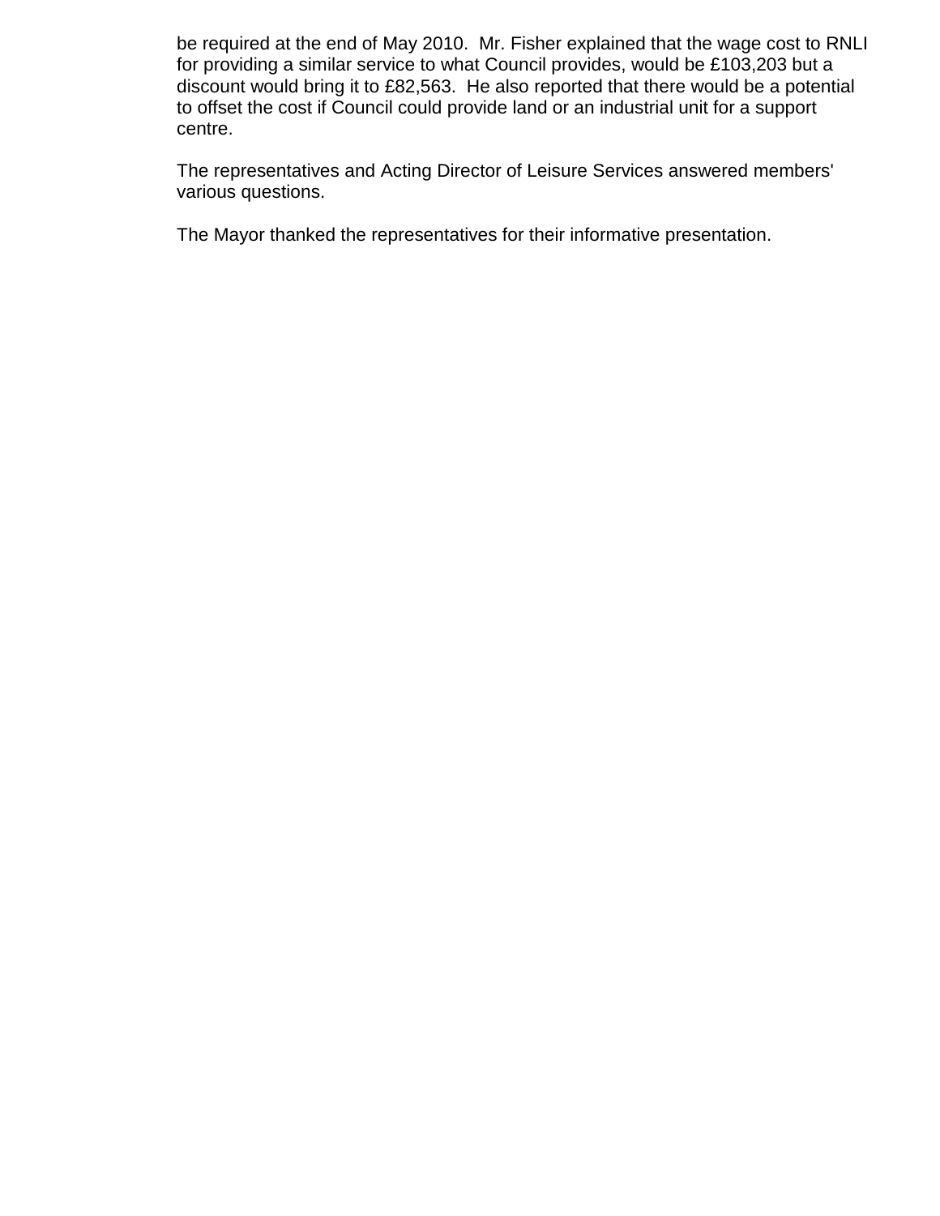be required at the end of May 2010. Mr. Fisher explained that the wage cost to RNLI for providing a similar service to what Council provides, would be £103,203 but a discount would bring it to £82,563. He also reported that there would be a potential to offset the cost if Council could provide land or an industrial unit for a support centre.

The representatives and Acting Director of Leisure Services answered members' various questions.

The Mayor thanked the representatives for their informative presentation.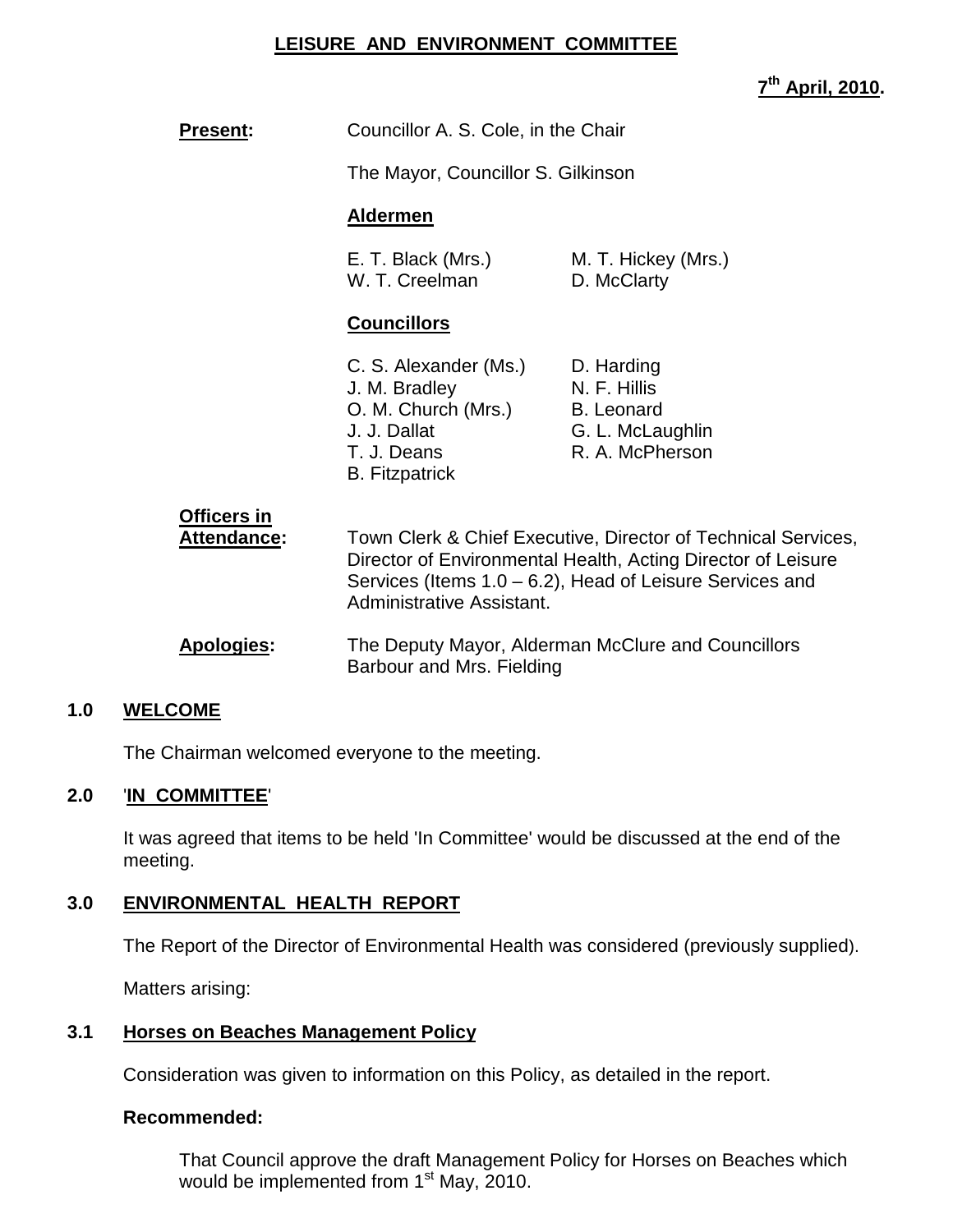# LEISURE AND ENVIRONMENT COMMITTEE

**7th April, 2010.**

**Present:** Councillor A. S. Cole, in the Chair

The Mayor, Councillor S. Gilkinson

**Aldermen**

| | |
|---|---|
| E. T. Black (Mrs.) | M. T. Hickey (Mrs.) |
| W. T. Creelman | D. McClarty |

**Councillors**

| | |
|---|---|
| C. S. Alexander (Ms.) | D. Harding |
| J. M. Bradley | N. F. Hillis |
| O. M. Church (Mrs.) | B. Leonard |
| J. J. Dallat | G. L. McLaughlin |
| T. J. Deans | R. A. McPherson |
| B. Fitzpatrick | |

**Officers in Attendance:** Town Clerk & Chief Executive, Director of Technical Services, Director of Environmental Health, Acting Director of Leisure Services (Items 1.0 – 6.2), Head of Leisure Services and Administrative Assistant.

**Apologies:** The Deputy Mayor, Alderman McClure and Councillors Barbour and Mrs. Fielding

## 1.0 WELCOME

The Chairman welcomed everyone to the meeting.

## 2.0 'IN COMMITTEE'

It was agreed that items to be held 'In Committee' would be discussed at the end of the meeting.

## 3.0 ENVIRONMENTAL HEALTH REPORT

The Report of the Director of Environmental Health was considered (previously supplied).

Matters arising:

### 3.1 Horses on Beaches Management Policy

Consideration was given to information on this Policy, as detailed in the report.

**Recommended:**

That Council approve the draft Management Policy for Horses on Beaches which would be implemented from 1st May, 2010.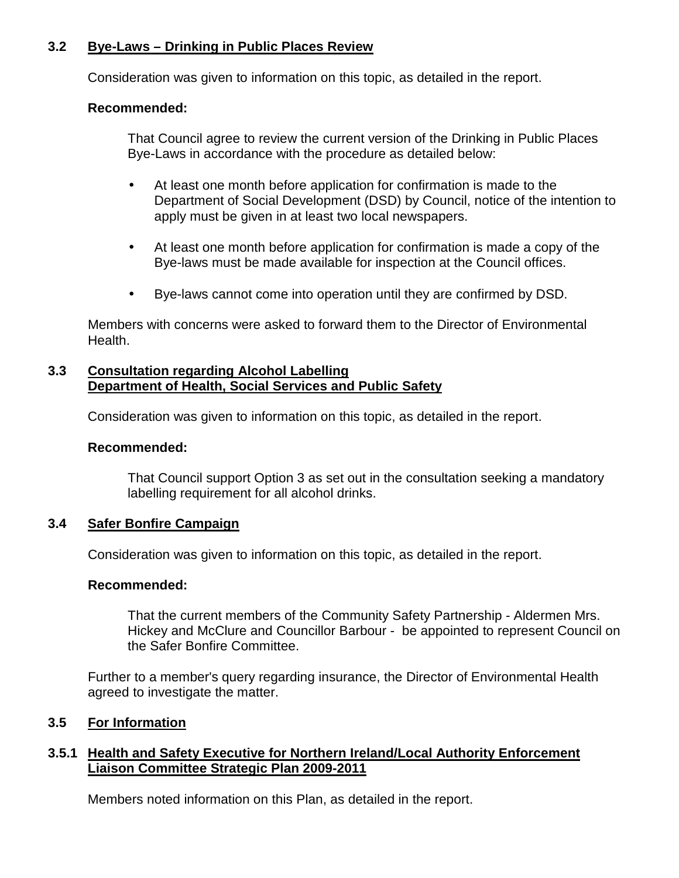### 3.2 Bye-Laws – Drinking in Public Places Review

Consideration was given to information on this topic, as detailed in the report.

**Recommended:**

That Council agree to review the current version of the Drinking in Public Places Bye-Laws in accordance with the procedure as detailed below:

- At least one month before application for confirmation is made to the Department of Social Development (DSD) by Council, notice of the intention to apply must be given in at least two local newspapers.
- At least one month before application for confirmation is made a copy of the Bye-laws must be made available for inspection at the Council offices.
- Bye-laws cannot come into operation until they are confirmed by DSD.

Members with concerns were asked to forward them to the Director of Environmental Health.

### 3.3 Consultation regarding Alcohol Labelling Department of Health, Social Services and Public Safety

Consideration was given to information on this topic, as detailed in the report.

**Recommended:**

That Council support Option 3 as set out in the consultation seeking a mandatory labelling requirement for all alcohol drinks.

### 3.4 Safer Bonfire Campaign

Consideration was given to information on this topic, as detailed in the report.

**Recommended:**

That the current members of the Community Safety Partnership - Aldermen Mrs. Hickey and McClure and Councillor Barbour - be appointed to represent Council on the Safer Bonfire Committee.

Further to a member's query regarding insurance, the Director of Environmental Health agreed to investigate the matter.

### 3.5 For Information

#### 3.5.1 Health and Safety Executive for Northern Ireland/Local Authority Enforcement Liaison Committee Strategic Plan 2009-2011

Members noted information on this Plan, as detailed in the report.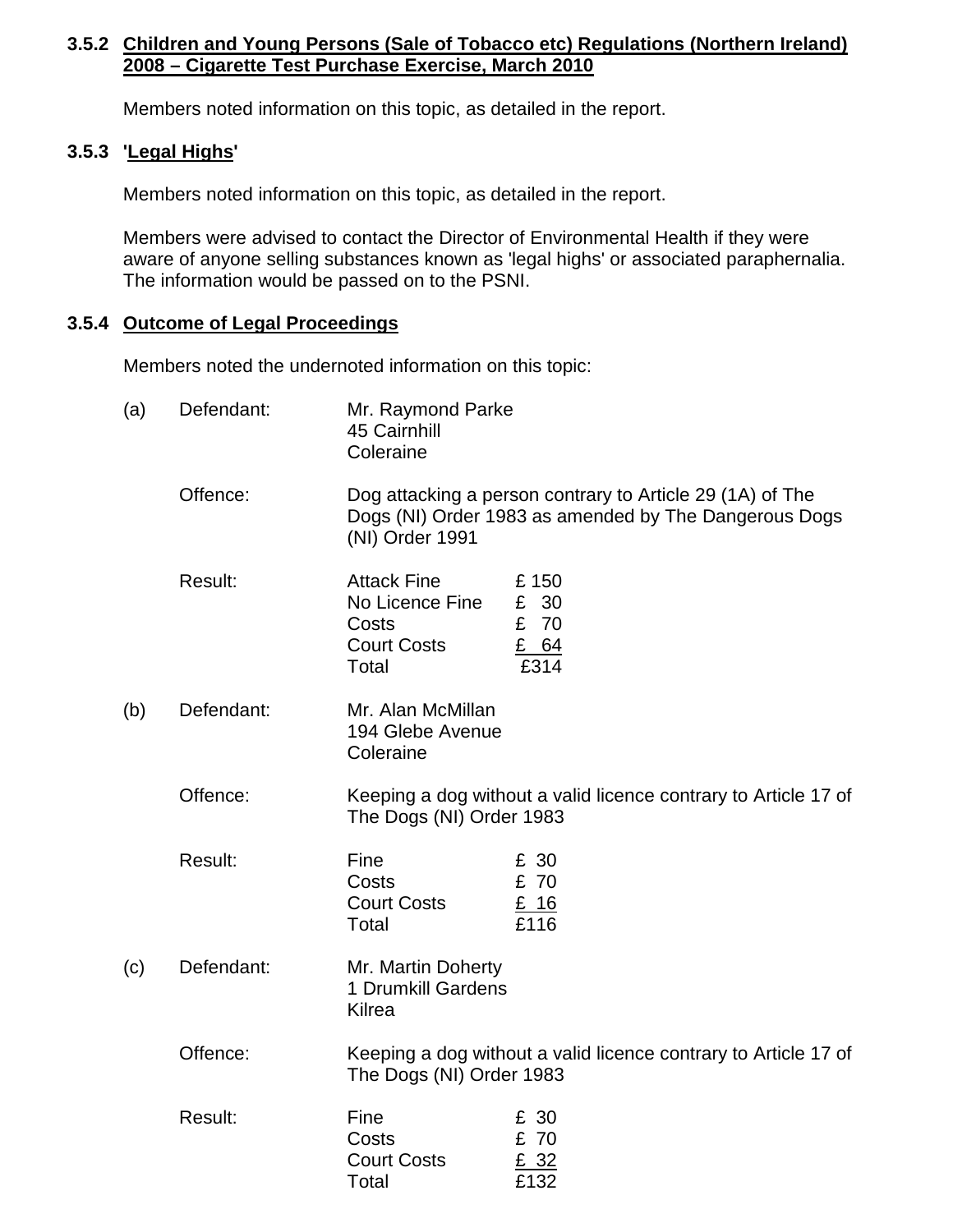### 3.5.2 Children and Young Persons (Sale of Tobacco etc) Regulations (Northern Ireland) 2008 – Cigarette Test Purchase Exercise, March 2010

Members noted information on this topic, as detailed in the report.

### 3.5.3 'Legal Highs'

Members noted information on this topic, as detailed in the report.

Members were advised to contact the Director of Environmental Health if they were aware of anyone selling substances known as 'legal highs' or associated paraphernalia. The information would be passed on to the PSNI.

### 3.5.4 Outcome of Legal Proceedings

Members noted the undernoted information on this topic:

(a) Defendant: Mr. Raymond Parke
45 Cairnhill
Coleraine

Offence: Dog attacking a person contrary to Article 29 (1A) of The Dogs (NI) Order 1983 as amended by The Dangerous Dogs (NI) Order 1991

Result:

| | |
|---|---|
| Attack Fine | £ 150 |
| No Licence Fine | £ 30 |
| Costs | £ 70 |
| Court Costs | £ 64 |
| Total | £314 |

(b) Defendant: Mr. Alan McMillan
194 Glebe Avenue
Coleraine

Offence: Keeping a dog without a valid licence contrary to Article 17 of The Dogs (NI) Order 1983

Result:

| | |
|---|---|
| Fine | £ 30 |
| Costs | £ 70 |
| Court Costs | £ 16 |
| Total | £116 |

(c) Defendant: Mr. Martin Doherty
1 Drumkill Gardens
Kilrea

Offence: Keeping a dog without a valid licence contrary to Article 17 of The Dogs (NI) Order 1983

Result:

| | |
|---|---|
| Fine | £ 30 |
| Costs | £ 70 |
| Court Costs | £ 32 |
| Total | £132 |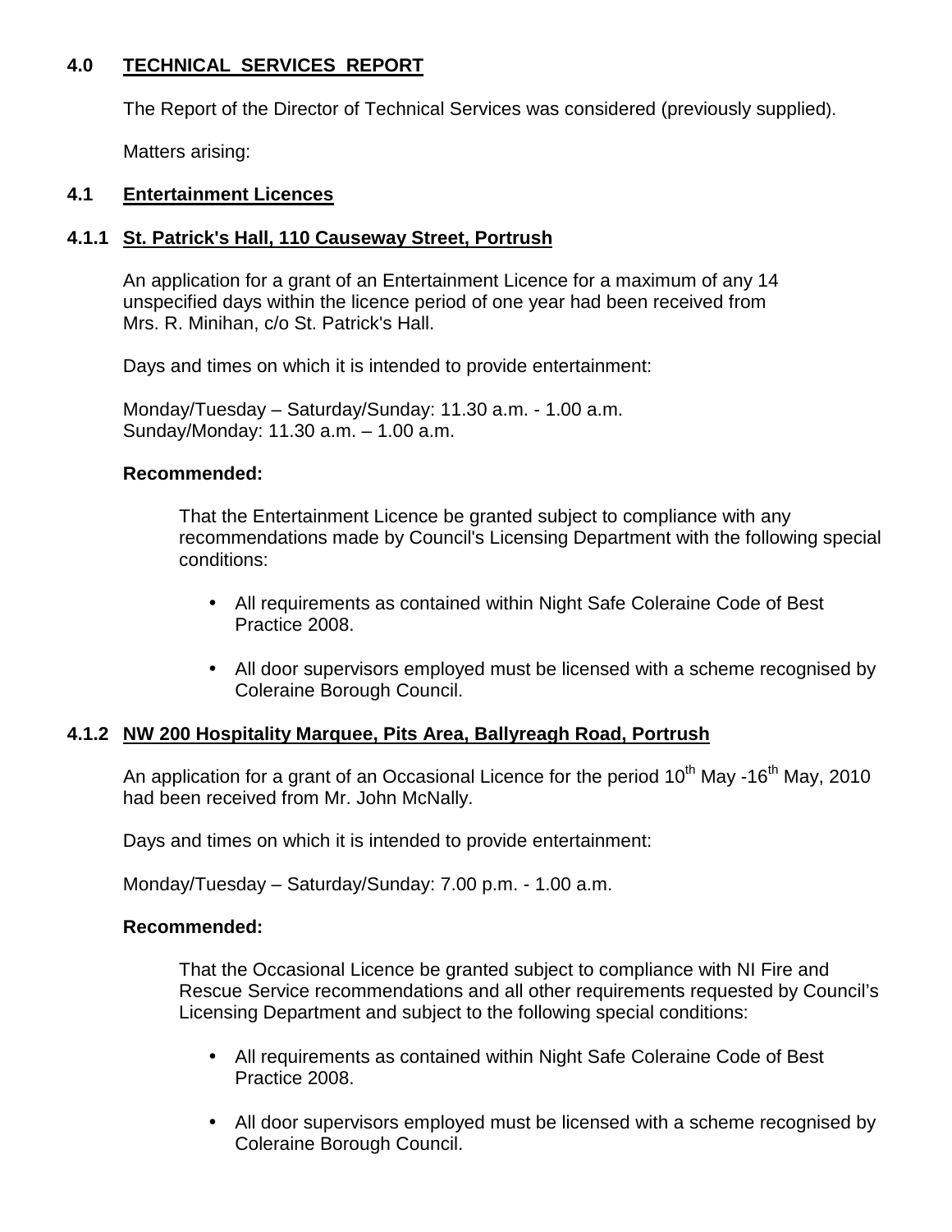## 4.0 TECHNICAL SERVICES REPORT

The Report of the Director of Technical Services was considered (previously supplied).

Matters arising:

### 4.1 Entertainment Licences

#### 4.1.1 St. Patrick's Hall, 110 Causeway Street, Portrush

An application for a grant of an Entertainment Licence for a maximum of any 14 unspecified days within the licence period of one year had been received from Mrs. R. Minihan, c/o St. Patrick's Hall.

Days and times on which it is intended to provide entertainment:

Monday/Tuesday – Saturday/Sunday: 11.30 a.m. - 1.00 a.m.
Sunday/Monday: 11.30 a.m. – 1.00 a.m.

**Recommended:**

That the Entertainment Licence be granted subject to compliance with any recommendations made by Council's Licensing Department with the following special conditions:

- All requirements as contained within Night Safe Coleraine Code of Best Practice 2008.
- All door supervisors employed must be licensed with a scheme recognised by Coleraine Borough Council.

#### 4.1.2 NW 200 Hospitality Marquee, Pits Area, Ballyreagh Road, Portrush

An application for a grant of an Occasional Licence for the period 10th May -16th May, 2010 had been received from Mr. John McNally.

Days and times on which it is intended to provide entertainment:

Monday/Tuesday – Saturday/Sunday: 7.00 p.m. - 1.00 a.m.

**Recommended:**

That the Occasional Licence be granted subject to compliance with NI Fire and Rescue Service recommendations and all other requirements requested by Council's Licensing Department and subject to the following special conditions:

- All requirements as contained within Night Safe Coleraine Code of Best Practice 2008.
- All door supervisors employed must be licensed with a scheme recognised by Coleraine Borough Council.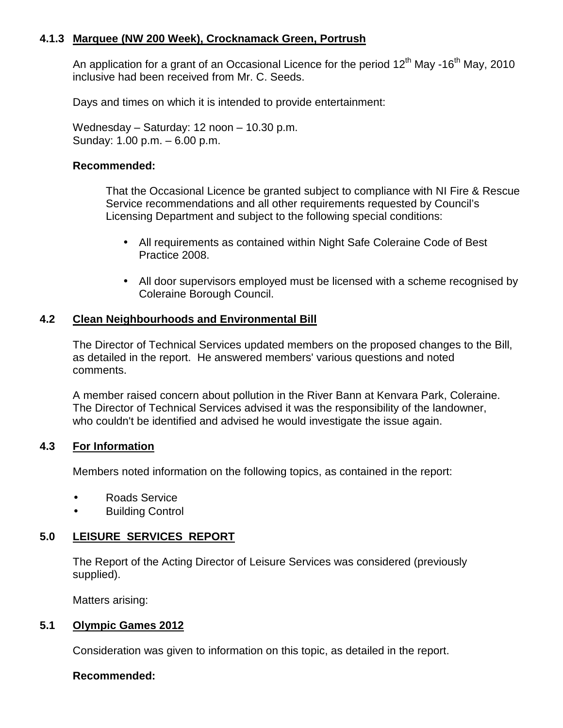**4.1.3 Marquee (NW 200 Week), Crocknamack Green, Portrush**

An application for a grant of an Occasional Licence for the period 12th May -16th May, 2010 inclusive had been received from Mr. C. Seeds.

Days and times on which it is intended to provide entertainment:

Wednesday – Saturday: 12 noon – 10.30 p.m.
Sunday: 1.00 p.m. – 6.00 p.m.

**Recommended:**

That the Occasional Licence be granted subject to compliance with NI Fire & Rescue Service recommendations and all other requirements requested by Council's Licensing Department and subject to the following special conditions:

- All requirements as contained within Night Safe Coleraine Code of Best Practice 2008.
- All door supervisors employed must be licensed with a scheme recognised by Coleraine Borough Council.

**4.2 Clean Neighbourhoods and Environmental Bill**

The Director of Technical Services updated members on the proposed changes to the Bill, as detailed in the report. He answered members' various questions and noted comments.

A member raised concern about pollution in the River Bann at Kenvara Park, Coleraine. The Director of Technical Services advised it was the responsibility of the landowner, who couldn't be identified and advised he would investigate the issue again.

**4.3 For Information**

Members noted information on the following topics, as contained in the report:

- Roads Service
- Building Control

**5.0 LEISURE SERVICES REPORT**

The Report of the Acting Director of Leisure Services was considered (previously supplied).

Matters arising:

**5.1 Olympic Games 2012**

Consideration was given to information on this topic, as detailed in the report.

**Recommended:**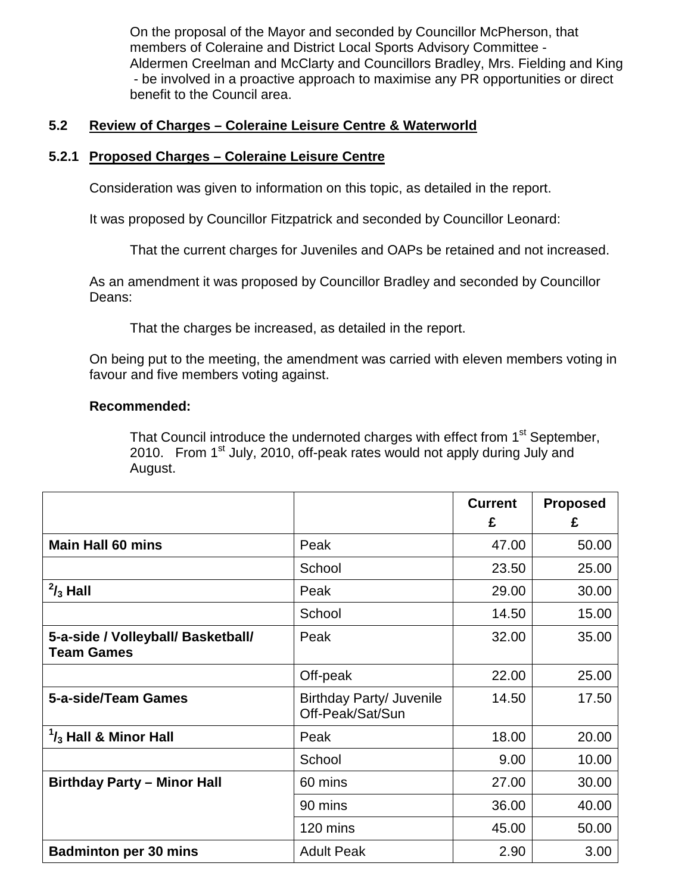On the proposal of the Mayor and seconded by Councillor McPherson, that members of Coleraine and District Local Sports Advisory Committee - Aldermen Creelman and McClarty and Councillors Bradley, Mrs. Fielding and King - be involved in a proactive approach to maximise any PR opportunities or direct benefit to the Council area.

### 5.2 Review of Charges – Coleraine Leisure Centre & Waterworld

### 5.2.1 Proposed Charges – Coleraine Leisure Centre

Consideration was given to information on this topic, as detailed in the report.

It was proposed by Councillor Fitzpatrick and seconded by Councillor Leonard:

That the current charges for Juveniles and OAPs be retained and not increased.

As an amendment it was proposed by Councillor Bradley and seconded by Councillor Deans:

That the charges be increased, as detailed in the report.

On being put to the meeting, the amendment was carried with eleven members voting in favour and five members voting against.

**Recommended:**

That Council introduce the undernoted charges with effect from 1st September, 2010. From 1st July, 2010, off-peak rates would not apply during July and August.

| | | Current £ | Proposed £ |
|---|---|---|---|
| **Main Hall 60 mins** | Peak | 47.00 | 50.00 |
| | School | 23.50 | 25.00 |
| **$^2/_3$ Hall** | Peak | 29.00 | 30.00 |
| | School | 14.50 | 15.00 |
| **5-a-side / Volleyball/ Basketball/ Team Games** | Peak | 32.00 | 35.00 |
| | Off-peak | 22.00 | 25.00 |
| **5-a-side/Team Games** | Birthday Party/ Juvenile Off-Peak/Sat/Sun | 14.50 | 17.50 |
| **$^1/_3$ Hall & Minor Hall** | Peak | 18.00 | 20.00 |
| | School | 9.00 | 10.00 |
| **Birthday Party – Minor Hall** | 60 mins | 27.00 | 30.00 |
| | 90 mins | 36.00 | 40.00 |
| | 120 mins | 45.00 | 50.00 |
| **Badminton per 30 mins** | Adult Peak | 2.90 | 3.00 |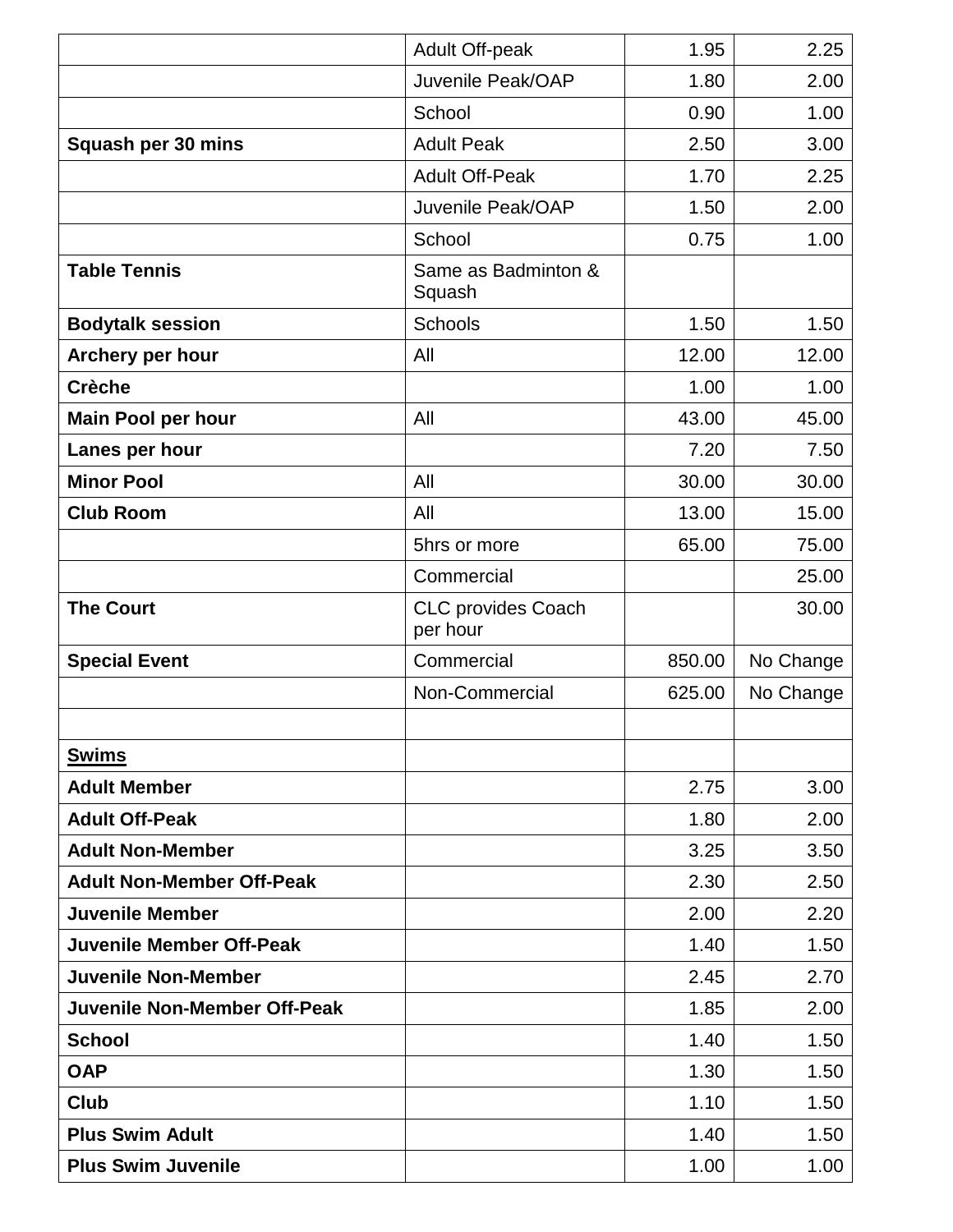| | | | |
|---|---|---|---|
| | Adult Off-peak | 1.95 | 2.25 |
| | Juvenile Peak/OAP | 1.80 | 2.00 |
| | School | 0.90 | 1.00 |
| **Squash per 30 mins** | Adult Peak | 2.50 | 3.00 |
| | Adult Off-Peak | 1.70 | 2.25 |
| | Juvenile Peak/OAP | 1.50 | 2.00 |
| | School | 0.75 | 1.00 |
| **Table Tennis** | Same as Badminton & Squash | | |
| **Bodytalk session** | Schools | 1.50 | 1.50 |
| **Archery per hour** | All | 12.00 | 12.00 |
| **Crèche** | | 1.00 | 1.00 |
| **Main Pool per hour** | All | 43.00 | 45.00 |
| **Lanes per hour** | | 7.20 | 7.50 |
| **Minor Pool** | All | 30.00 | 30.00 |
| **Club Room** | All | 13.00 | 15.00 |
| | 5hrs or more | 65.00 | 75.00 |
| | Commercial | | 25.00 |
| **The Court** | CLC provides Coach per hour | | 30.00 |
| **Special Event** | Commercial | 850.00 | No Change |
| | Non-Commercial | 625.00 | No Change |
| | | | |
| **Swims** | | | |
| **Adult Member** | | 2.75 | 3.00 |
| **Adult Off-Peak** | | 1.80 | 2.00 |
| **Adult Non-Member** | | 3.25 | 3.50 |
| **Adult Non-Member Off-Peak** | | 2.30 | 2.50 |
| **Juvenile Member** | | 2.00 | 2.20 |
| **Juvenile Member Off-Peak** | | 1.40 | 1.50 |
| **Juvenile Non-Member** | | 2.45 | 2.70 |
| **Juvenile Non-Member Off-Peak** | | 1.85 | 2.00 |
| **School** | | 1.40 | 1.50 |
| **OAP** | | 1.30 | 1.50 |
| **Club** | | 1.10 | 1.50 |
| **Plus Swim Adult** | | 1.40 | 1.50 |
| **Plus Swim Juvenile** | | 1.00 | 1.00 |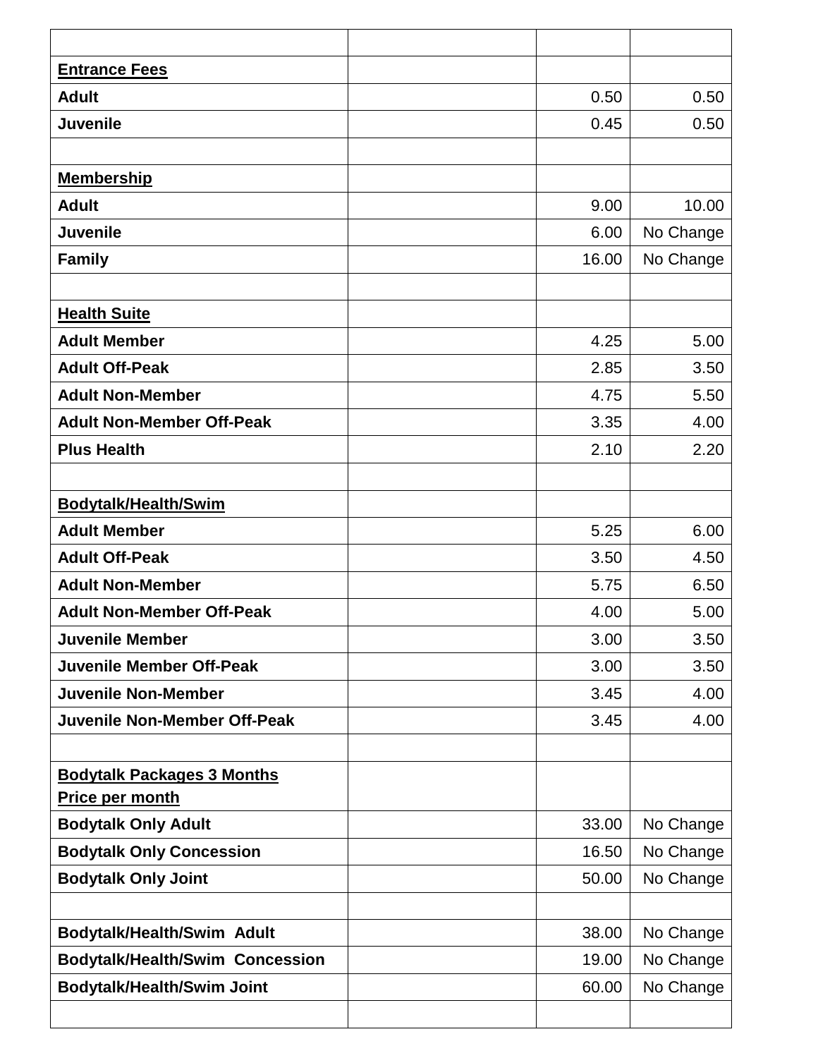| | | | |
|---|---|---|---|
| | | | |
| **Entrance Fees** | | | |
| **Adult** | | 0.50 | 0.50 |
| **Juvenile** | | 0.45 | 0.50 |
| | | | |
| **Membership** | | | |
| **Adult** | | 9.00 | 10.00 |
| **Juvenile** | | 6.00 | No Change |
| **Family** | | 16.00 | No Change |
| | | | |
| **Health Suite** | | | |
| **Adult Member** | | 4.25 | 5.00 |
| **Adult Off-Peak** | | 2.85 | 3.50 |
| **Adult Non-Member** | | 4.75 | 5.50 |
| **Adult Non-Member Off-Peak** | | 3.35 | 4.00 |
| **Plus Health** | | 2.10 | 2.20 |
| | | | |
| **Bodytalk/Health/Swim** | | | |
| **Adult Member** | | 5.25 | 6.00 |
| **Adult Off-Peak** | | 3.50 | 4.50 |
| **Adult Non-Member** | | 5.75 | 6.50 |
| **Adult Non-Member Off-Peak** | | 4.00 | 5.00 |
| **Juvenile Member** | | 3.00 | 3.50 |
| **Juvenile Member Off-Peak** | | 3.00 | 3.50 |
| **Juvenile Non-Member** | | 3.45 | 4.00 |
| **Juvenile Non-Member Off-Peak** | | 3.45 | 4.00 |
| | | | |
| **Bodytalk Packages 3 Months Price per month** | | | |
| **Bodytalk Only Adult** | | 33.00 | No Change |
| **Bodytalk Only Concession** | | 16.50 | No Change |
| **Bodytalk Only Joint** | | 50.00 | No Change |
| | | | |
| **Bodytalk/Health/Swim Adult** | | 38.00 | No Change |
| **Bodytalk/Health/Swim Concession** | | 19.00 | No Change |
| **Bodytalk/Health/Swim Joint** | | 60.00 | No Change |
| | | | |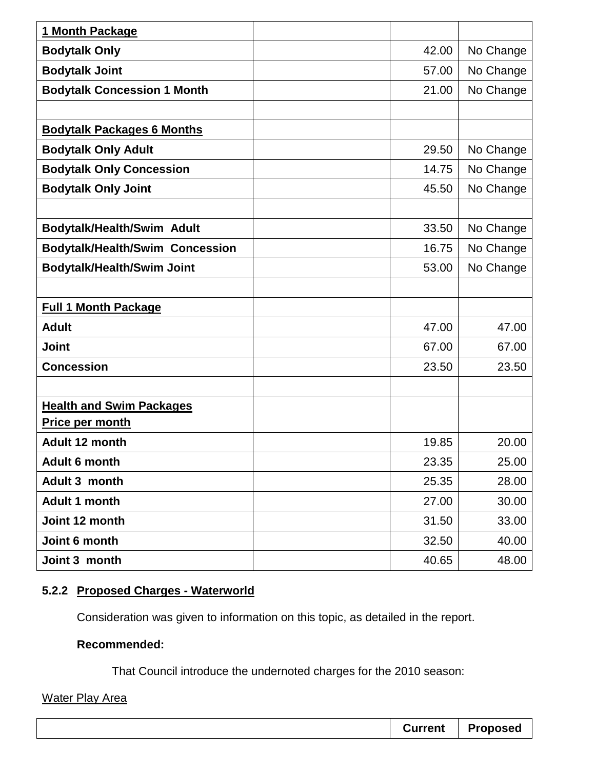| | | | |
|---|---|---|---|
| **1 Month Package** | | | |
| **Bodytalk Only** | | 42.00 | No Change |
| **Bodytalk Joint** | | 57.00 | No Change |
| **Bodytalk Concession 1 Month** | | 21.00 | No Change |
| | | | |
| **Bodytalk Packages 6 Months** | | | |
| **Bodytalk Only Adult** | | 29.50 | No Change |
| **Bodytalk Only Concession** | | 14.75 | No Change |
| **Bodytalk Only Joint** | | 45.50 | No Change |
| | | | |
| **Bodytalk/Health/Swim Adult** | | 33.50 | No Change |
| **Bodytalk/Health/Swim Concession** | | 16.75 | No Change |
| **Bodytalk/Health/Swim Joint** | | 53.00 | No Change |
| | | | |
| **Full 1 Month Package** | | | |
| **Adult** | | 47.00 | 47.00 |
| **Joint** | | 67.00 | 67.00 |
| **Concession** | | 23.50 | 23.50 |
| | | | |
| **Health and Swim Packages Price per month** | | | |
| **Adult 12 month** | | 19.85 | 20.00 |
| **Adult 6 month** | | 23.35 | 25.00 |
| **Adult 3 month** | | 25.35 | 28.00 |
| **Adult 1 month** | | 27.00 | 30.00 |
| **Joint 12 month** | | 31.50 | 33.00 |
| **Joint 6 month** | | 32.50 | 40.00 |
| **Joint 3 month** | | 40.65 | 48.00 |

**5.2.2 Proposed Charges - Waterworld**

Consideration was given to information on this topic, as detailed in the report.

**Recommended:**

That Council introduce the undernoted charges for the 2010 season:

Water Play Area

| | **Current** | **Proposed** |
|---|---|---|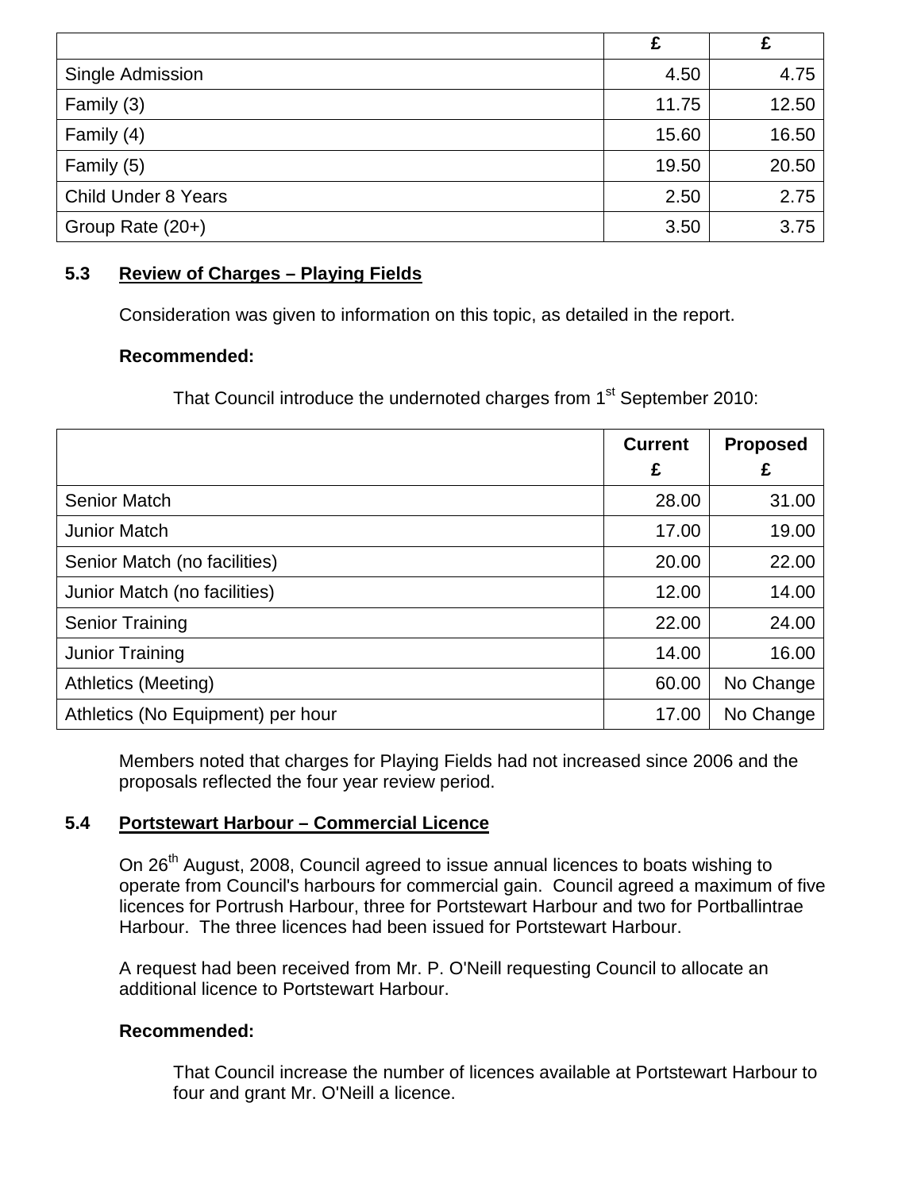| | £ | £ |
|---|---|---|
| Single Admission | 4.50 | 4.75 |
| Family (3) | 11.75 | 12.50 |
| Family (4) | 15.60 | 16.50 |
| Family (5) | 19.50 | 20.50 |
| Child Under 8 Years | 2.50 | 2.75 |
| Group Rate (20+) | 3.50 | 3.75 |

### 5.3 Review of Charges – Playing Fields

Consideration was given to information on this topic, as detailed in the report.

**Recommended:**

That Council introduce the undernoted charges from 1st September 2010:

| | Current £ | Proposed £ |
|---|---|---|
| Senior Match | 28.00 | 31.00 |
| Junior Match | 17.00 | 19.00 |
| Senior Match (no facilities) | 20.00 | 22.00 |
| Junior Match (no facilities) | 12.00 | 14.00 |
| Senior Training | 22.00 | 24.00 |
| Junior Training | 14.00 | 16.00 |
| Athletics (Meeting) | 60.00 | No Change |
| Athletics (No Equipment) per hour | 17.00 | No Change |

Members noted that charges for Playing Fields had not increased since 2006 and the proposals reflected the four year review period.

### 5.4 Portstewart Harbour – Commercial Licence

On 26th August, 2008, Council agreed to issue annual licences to boats wishing to operate from Council's harbours for commercial gain. Council agreed a maximum of five licences for Portrush Harbour, three for Portstewart Harbour and two for Portballintrae Harbour. The three licences had been issued for Portstewart Harbour.

A request had been received from Mr. P. O'Neill requesting Council to allocate an additional licence to Portstewart Harbour.

**Recommended:**

That Council increase the number of licences available at Portstewart Harbour to four and grant Mr. O'Neill a licence.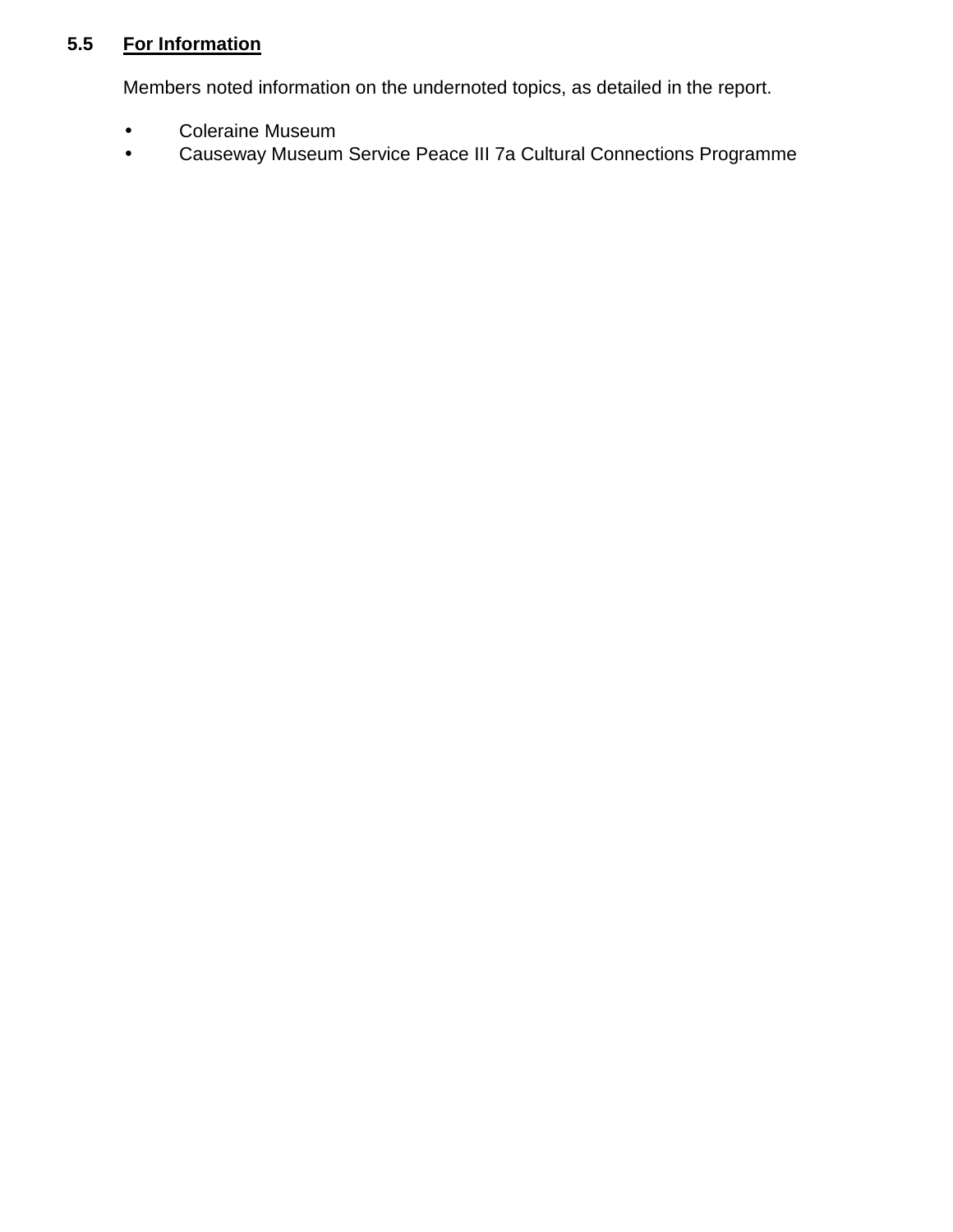## 5.5 For Information

Members noted information on the undernoted topics, as detailed in the report.

- Coleraine Museum
- Causeway Museum Service Peace III 7a Cultural Connections Programme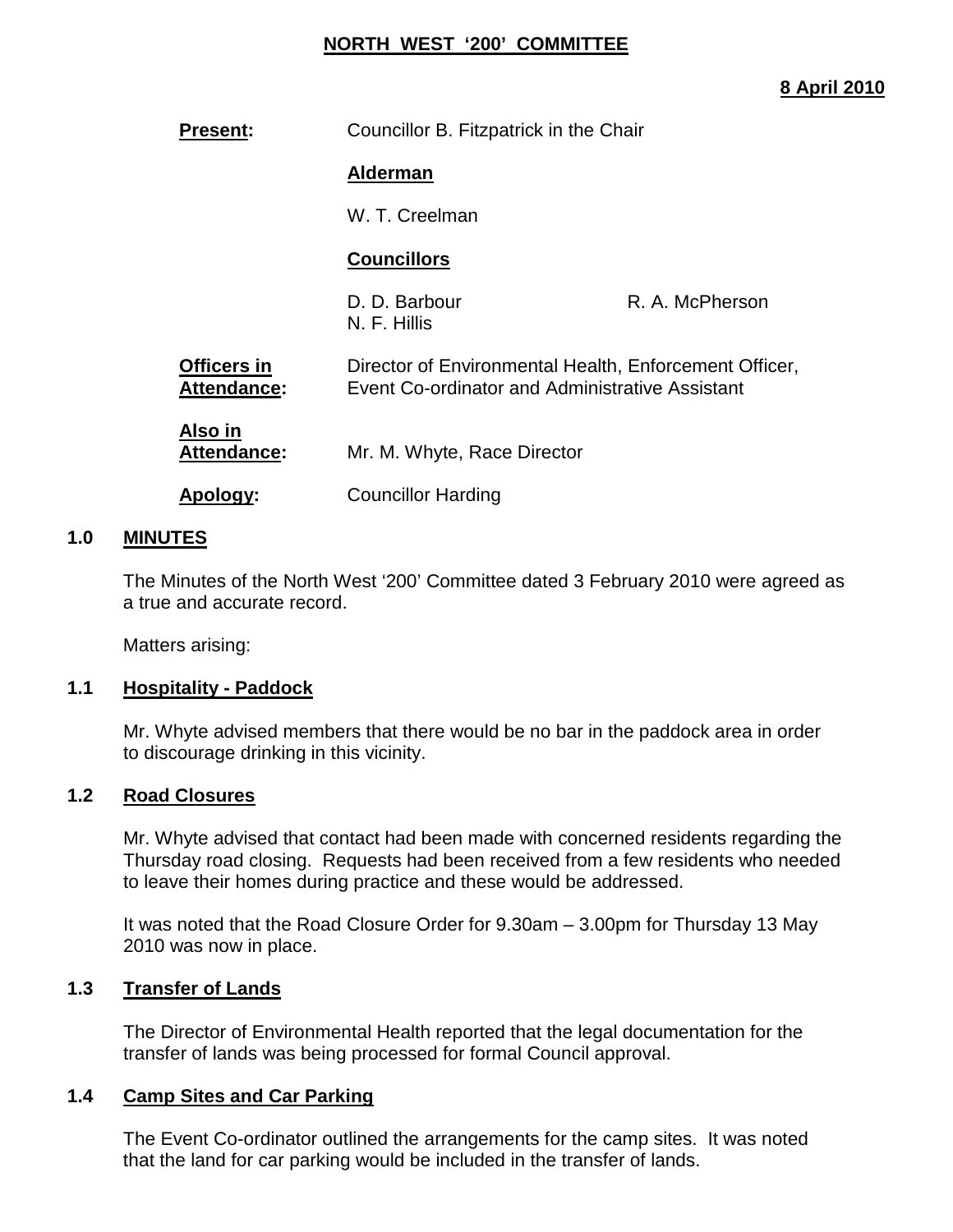## NORTH WEST '200' COMMITTEE

**8 April 2010**

**Present:** Councillor B. Fitzpatrick in the Chair

**Alderman**

W. T. Creelman

**Councillors**

D. D. Barbour
R. A. McPherson
N. F. Hillis

**Officers in Attendance:** Director of Environmental Health, Enforcement Officer, Event Co-ordinator and Administrative Assistant

**Also in Attendance:** Mr. M. Whyte, Race Director

**Apology:** Councillor Harding

### 1.0 MINUTES

The Minutes of the North West '200' Committee dated 3 February 2010 were agreed as a true and accurate record.

Matters arising:

### 1.1 Hospitality - Paddock

Mr. Whyte advised members that there would be no bar in the paddock area in order to discourage drinking in this vicinity.

### 1.2 Road Closures

Mr. Whyte advised that contact had been made with concerned residents regarding the Thursday road closing. Requests had been received from a few residents who needed to leave their homes during practice and these would be addressed.

It was noted that the Road Closure Order for 9.30am – 3.00pm for Thursday 13 May 2010 was now in place.

### 1.3 Transfer of Lands

The Director of Environmental Health reported that the legal documentation for the transfer of lands was being processed for formal Council approval.

### 1.4 Camp Sites and Car Parking

The Event Co-ordinator outlined the arrangements for the camp sites. It was noted that the land for car parking would be included in the transfer of lands.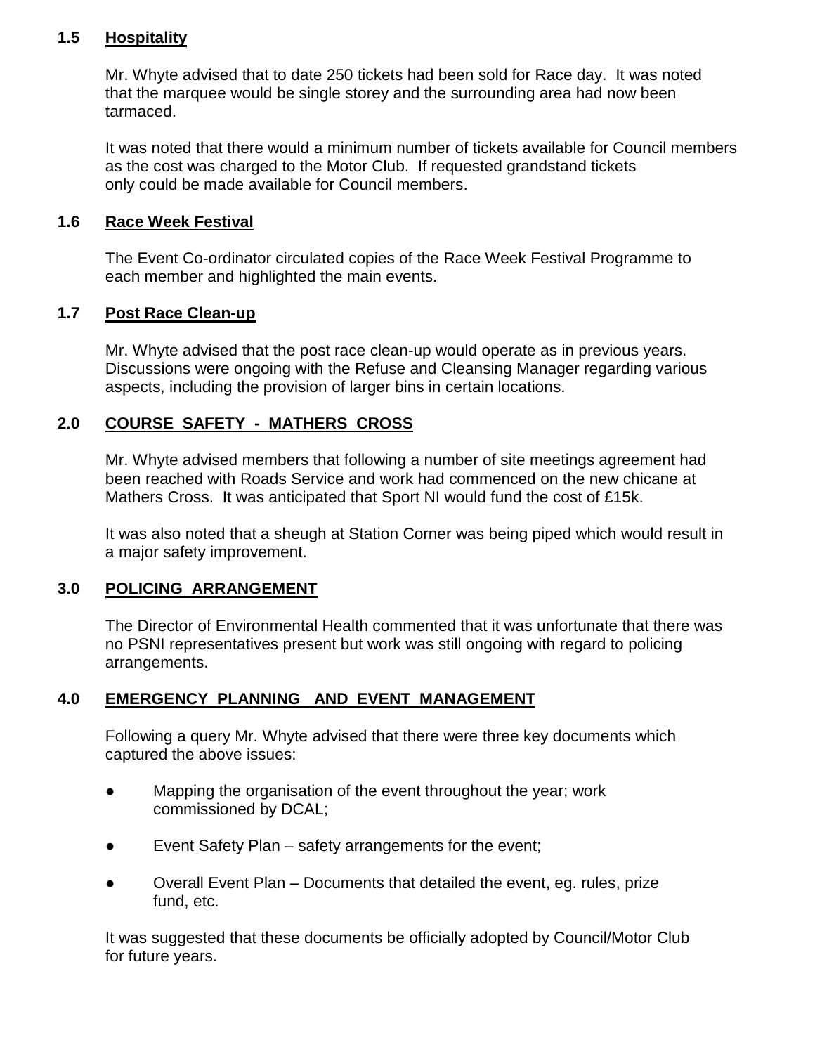### 1.5 Hospitality

Mr. Whyte advised that to date 250 tickets had been sold for Race day. It was noted that the marquee would be single storey and the surrounding area had now been tarmaced.

It was noted that there would a minimum number of tickets available for Council members as the cost was charged to the Motor Club. If requested grandstand tickets only could be made available for Council members.

### 1.6 Race Week Festival

The Event Co-ordinator circulated copies of the Race Week Festival Programme to each member and highlighted the main events.

### 1.7 Post Race Clean-up

Mr. Whyte advised that the post race clean-up would operate as in previous years. Discussions were ongoing with the Refuse and Cleansing Manager regarding various aspects, including the provision of larger bins in certain locations.

## 2.0 COURSE SAFETY - MATHERS CROSS

Mr. Whyte advised members that following a number of site meetings agreement had been reached with Roads Service and work had commenced on the new chicane at Mathers Cross. It was anticipated that Sport NI would fund the cost of £15k.

It was also noted that a sheugh at Station Corner was being piped which would result in a major safety improvement.

## 3.0 POLICING ARRANGEMENT

The Director of Environmental Health commented that it was unfortunate that there was no PSNI representatives present but work was still ongoing with regard to policing arrangements.

## 4.0 EMERGENCY PLANNING AND EVENT MANAGEMENT

Following a query Mr. Whyte advised that there were three key documents which captured the above issues:

- Mapping the organisation of the event throughout the year; work commissioned by DCAL;
- Event Safety Plan – safety arrangements for the event;
- Overall Event Plan – Documents that detailed the event, eg. rules, prize fund, etc.

It was suggested that these documents be officially adopted by Council/Motor Club for future years.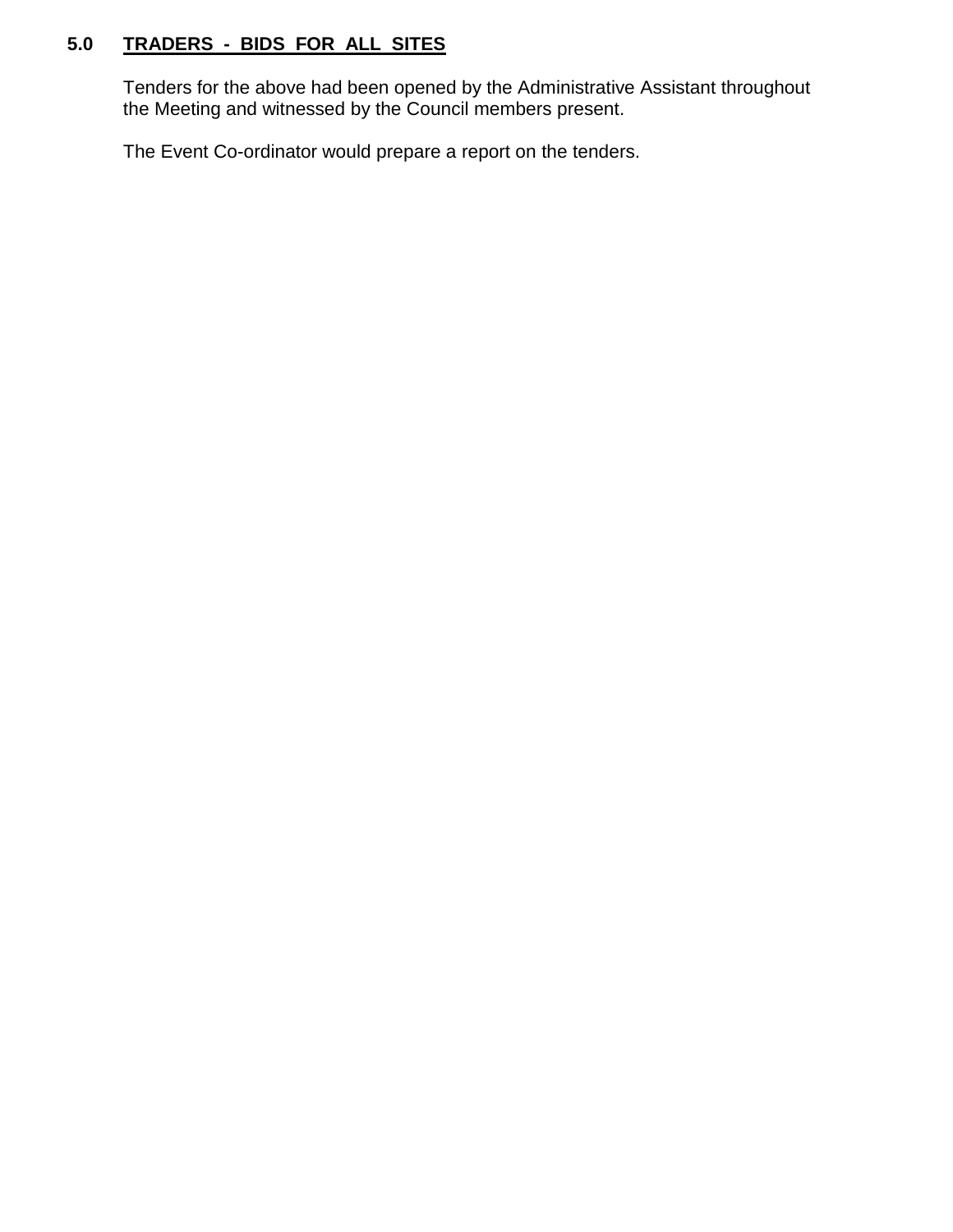## 5.0 <u>TRADERS - BIDS FOR ALL SITES</u>

Tenders for the above had been opened by the Administrative Assistant throughout the Meeting and witnessed by the Council members present.

The Event Co-ordinator would prepare a report on the tenders.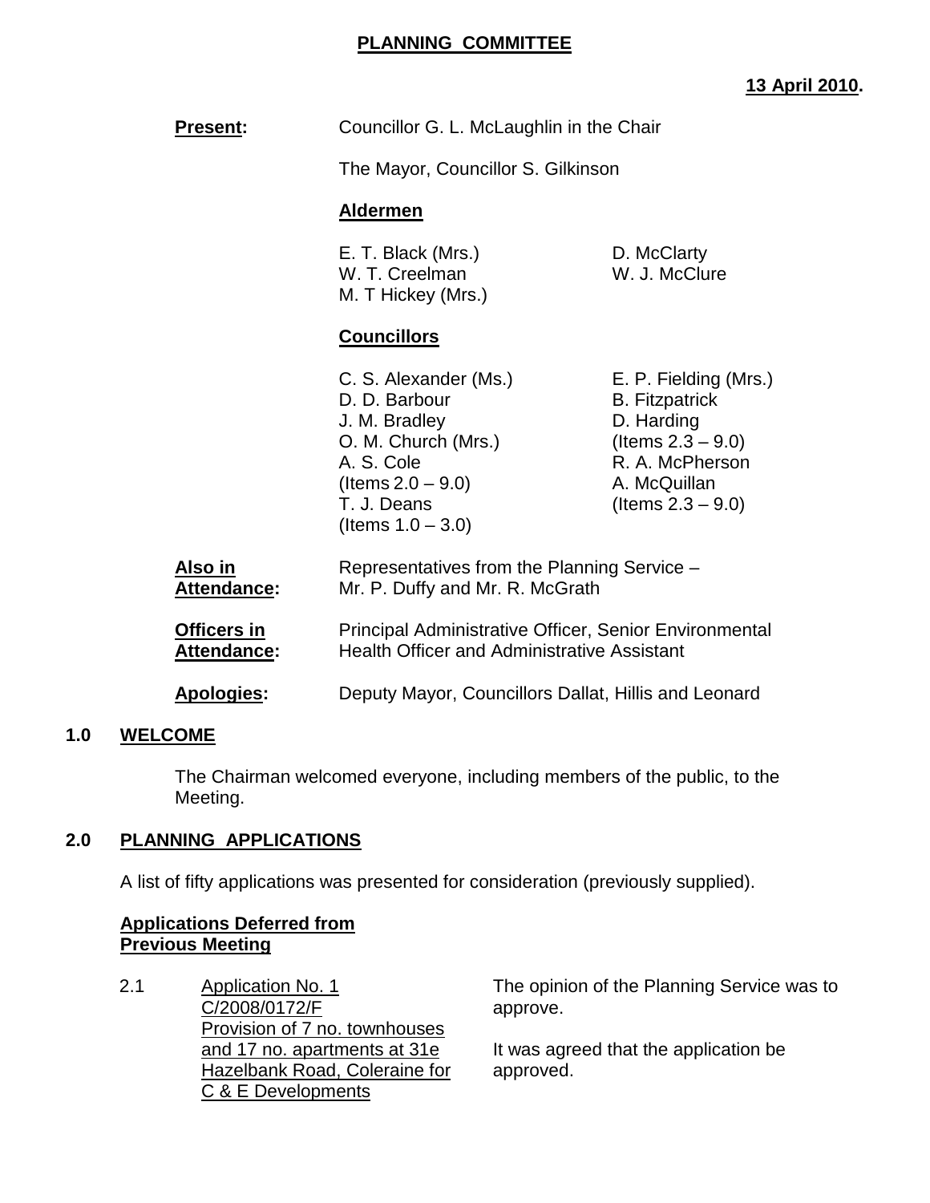# PLANNING COMMITTEE

**13 April 2010.**

**Present:** Councillor G. L. McLaughlin in the Chair

The Mayor, Councillor S. Gilkinson

**Aldermen**

| | |
|---|---|
| E. T. Black (Mrs.) | D. McClarty |
| W. T. Creelman | W. J. McClure |
| M. T Hickey (Mrs.) | |

**Councillors**

| | |
|---|---|
| C. S. Alexander (Ms.) | E. P. Fielding (Mrs.) |
| D. D. Barbour | B. Fitzpatrick |
| J. M. Bradley | D. Harding |
| O. M. Church (Mrs.) | (Items 2.3 – 9.0) |
| A. S. Cole | R. A. McPherson |
| (Items 2.0 – 9.0) | A. McQuillan |
| T. J. Deans | (Items 2.3 – 9.0) |
| (Items 1.0 – 3.0) | |

**Also in Attendance:** Representatives from the Planning Service – Mr. P. Duffy and Mr. R. McGrath

**Officers in Attendance:** Principal Administrative Officer, Senior Environmental Health Officer and Administrative Assistant

**Apologies:** Deputy Mayor, Councillors Dallat, Hillis and Leonard

## 1.0 WELCOME

The Chairman welcomed everyone, including members of the public, to the Meeting.

## 2.0 PLANNING APPLICATIONS

A list of fifty applications was presented for consideration (previously supplied).

**Applications Deferred from Previous Meeting**

2.1 Application No. 1
C/2008/0172/F
Provision of 7 no. townhouses and 17 no. apartments at 31e Hazelbank Road, Coleraine for C & E Developments

The opinion of the Planning Service was to approve.

It was agreed that the application be approved.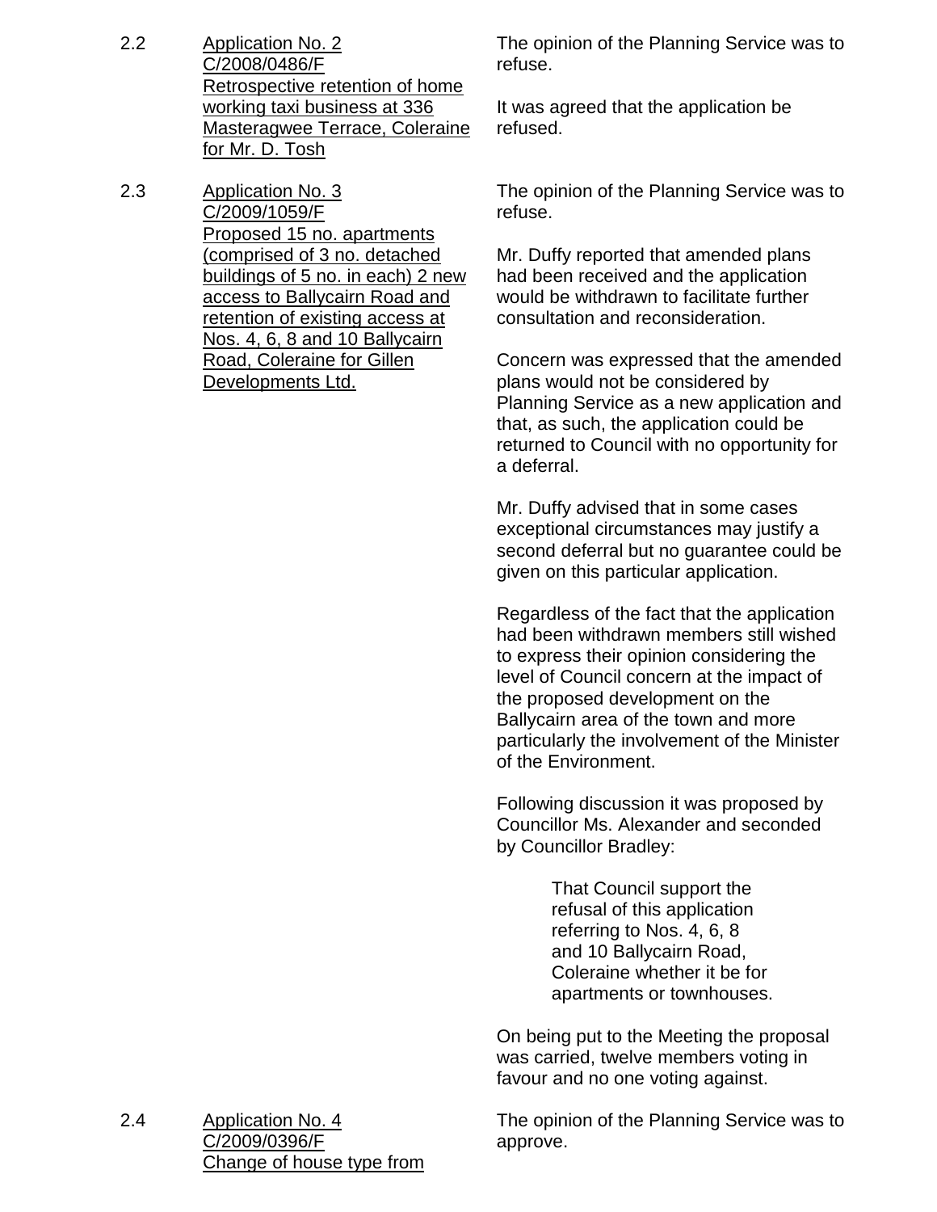2.2 <u>Application No. 2<br>C/2008/0486/F<br>Retrospective retention of home working taxi business at 336 Masteragwee Terrace, Coleraine for Mr. D. Tosh</u>

The opinion of the Planning Service was to refuse.

It was agreed that the application be refused.

2.3 <u>Application No. 3<br>C/2009/1059/F<br>Proposed 15 no. apartments (comprised of 3 no. detached buildings of 5 no. in each) 2 new access to Ballycairn Road and retention of existing access at Nos. 4, 6, 8 and 10 Ballycairn Road, Coleraine for Gillen Developments Ltd.</u>

The opinion of the Planning Service was to refuse.

Mr. Duffy reported that amended plans had been received and the application would be withdrawn to facilitate further consultation and reconsideration.

Concern was expressed that the amended plans would not be considered by Planning Service as a new application and that, as such, the application could be returned to Council with no opportunity for a deferral.

Mr. Duffy advised that in some cases exceptional circumstances may justify a second deferral but no guarantee could be given on this particular application.

Regardless of the fact that the application had been withdrawn members still wished to express their opinion considering the level of Council concern at the impact of the proposed development on the Ballycairn area of the town and more particularly the involvement of the Minister of the Environment.

Following discussion it was proposed by Councillor Ms. Alexander and seconded by Councillor Bradley:

> That Council support the refusal of this application referring to Nos. 4, 6, 8 and 10 Ballycairn Road, Coleraine whether it be for apartments or townhouses.

On being put to the Meeting the proposal was carried, twelve members voting in favour and no one voting against.

2.4 <u>Application No. 4<br>C/2009/0396/F<br>Change of house type from</u>

The opinion of the Planning Service was to approve.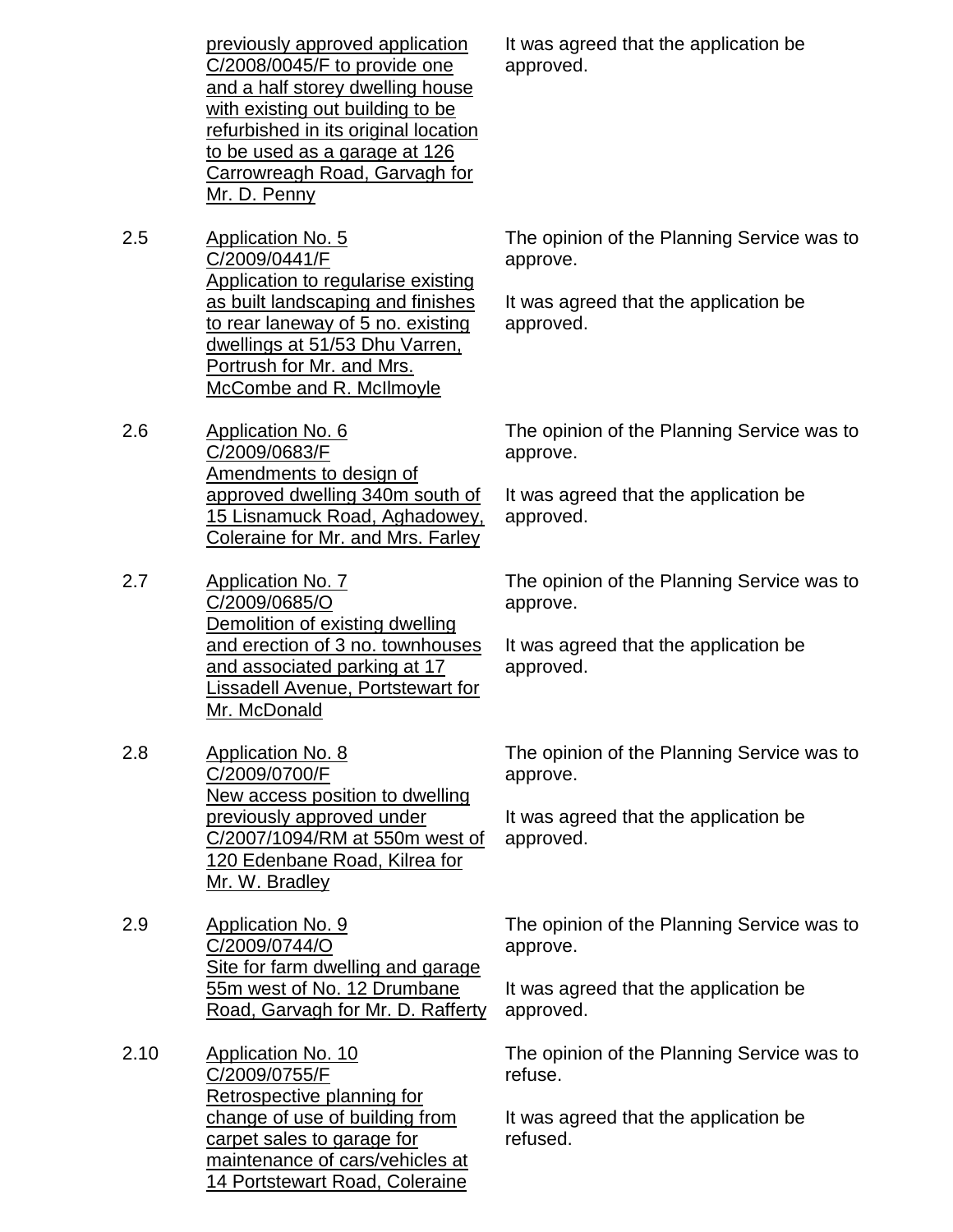| | | |
|---|---|---|
| | previously approved application C/2008/0045/F to provide one and a half storey dwelling house with existing out building to be refurbished in its original location to be used as a garage at 126 Carrowreagh Road, Garvagh for Mr. D. Penny | It was agreed that the application be approved. |
| 2.5 | Application No. 5<br>C/2009/0441/F<br>Application to regularise existing as built landscaping and finishes to rear laneway of 5 no. existing dwellings at 51/53 Dhu Varren, Portrush for Mr. and Mrs. McCombe and R. McIlmoyle | The opinion of the Planning Service was to approve.<br><br>It was agreed that the application be approved. |
| 2.6 | Application No. 6<br>C/2009/0683/F<br>Amendments to design of approved dwelling 340m south of 15 Lisnamuck Road, Aghadowey, Coleraine for Mr. and Mrs. Farley | The opinion of the Planning Service was to approve.<br><br>It was agreed that the application be approved. |
| 2.7 | Application No. 7<br>C/2009/0685/O<br>Demolition of existing dwelling and erection of 3 no. townhouses and associated parking at 17 Lissadell Avenue, Portstewart for Mr. McDonald | The opinion of the Planning Service was to approve.<br><br>It was agreed that the application be approved. |
| 2.8 | Application No. 8<br>C/2009/0700/F<br>New access position to dwelling previously approved under C/2007/1094/RM at 550m west of 120 Edenbane Road, Kilrea for Mr. W. Bradley | The opinion of the Planning Service was to approve.<br><br>It was agreed that the application be approved. |
| 2.9 | Application No. 9<br>C/2009/0744/O<br>Site for farm dwelling and garage 55m west of No. 12 Drumbane Road, Garvagh for Mr. D. Rafferty | The opinion of the Planning Service was to approve.<br><br>It was agreed that the application be approved. |
| 2.10 | Application No. 10<br>C/2009/0755/F<br>Retrospective planning for change of use of building from carpet sales to garage for maintenance of cars/vehicles at 14 Portstewart Road, Coleraine | The opinion of the Planning Service was to refuse.<br><br>It was agreed that the application be refused. |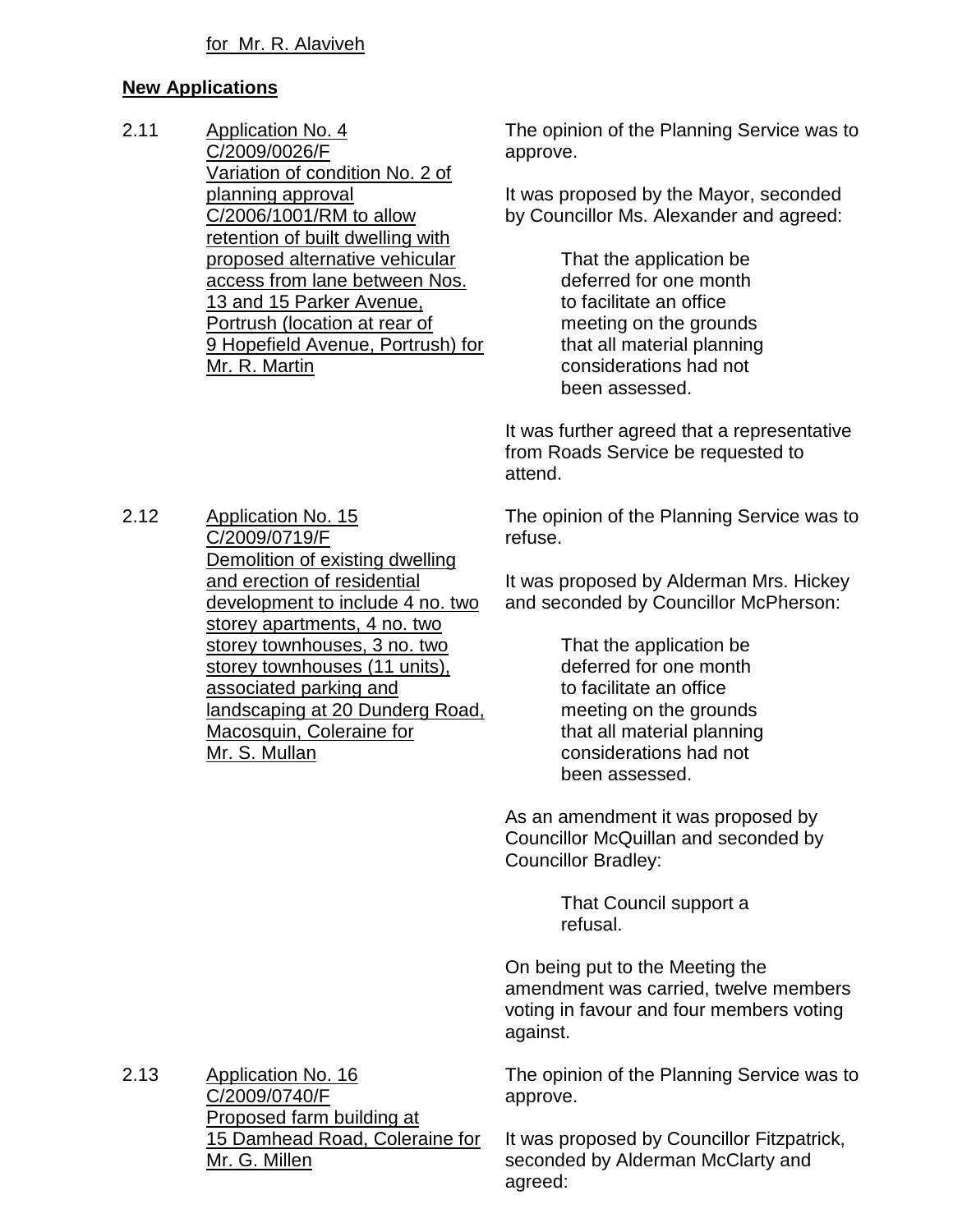for Mr. R. Alaviveh

**New Applications**

2.11 Application No. 4
C/2009/0026/F
Variation of condition No. 2 of planning approval C/2006/1001/RM to allow retention of built dwelling with proposed alternative vehicular access from lane between Nos. 13 and 15 Parker Avenue, Portrush (location at rear of 9 Hopefield Avenue, Portrush) for Mr. R. Martin

The opinion of the Planning Service was to approve.

It was proposed by the Mayor, seconded by Councillor Ms. Alexander and agreed:

> That the application be deferred for one month to facilitate an office meeting on the grounds that all material planning considerations had not been assessed.

It was further agreed that a representative from Roads Service be requested to attend.

2.12 Application No. 15
C/2009/0719/F
Demolition of existing dwelling and erection of residential development to include 4 no. two storey apartments, 4 no. two storey townhouses, 3 no. two storey townhouses (11 units), associated parking and landscaping at 20 Dunderg Road, Macosquin, Coleraine for Mr. S. Mullan

The opinion of the Planning Service was to refuse.

It was proposed by Alderman Mrs. Hickey and seconded by Councillor McPherson:

> That the application be deferred for one month to facilitate an office meeting on the grounds that all material planning considerations had not been assessed.

As an amendment it was proposed by Councillor McQuillan and seconded by Councillor Bradley:

> That Council support a refusal.

On being put to the Meeting the amendment was carried, twelve members voting in favour and four members voting against.

2.13 Application No. 16
C/2009/0740/F
Proposed farm building at 15 Damhead Road, Coleraine for Mr. G. Millen

The opinion of the Planning Service was to approve.

It was proposed by Councillor Fitzpatrick, seconded by Alderman McClarty and agreed: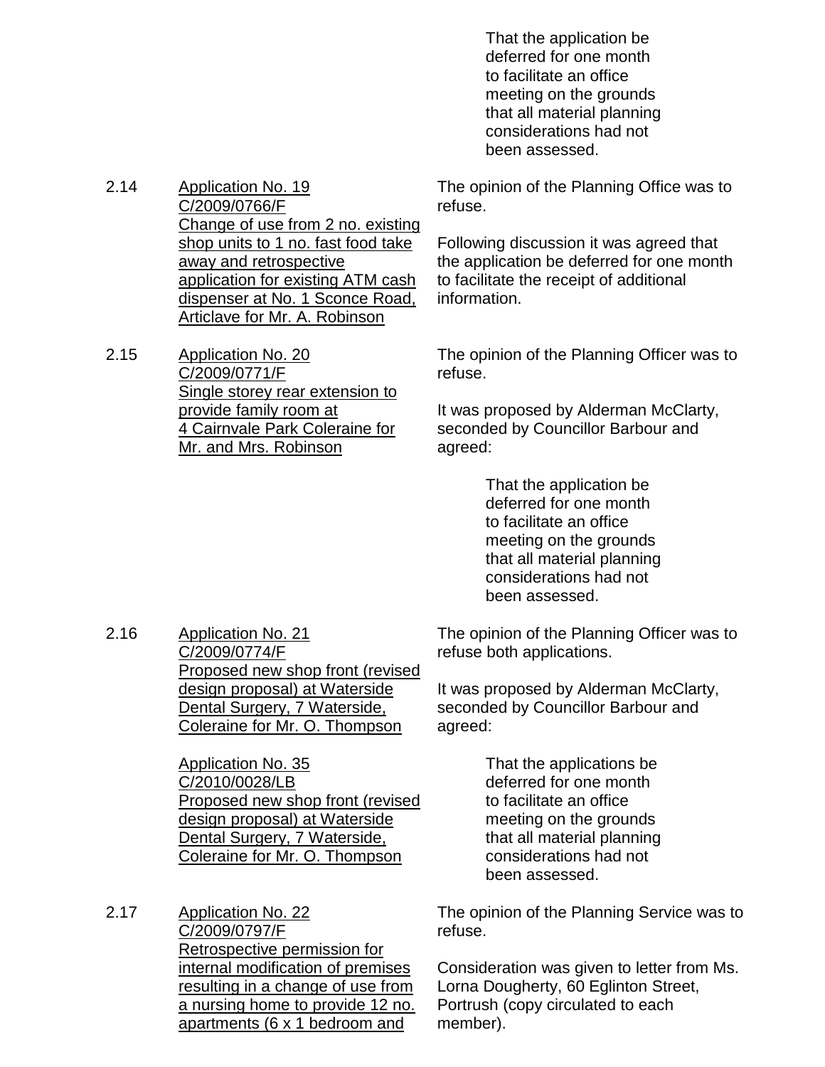> That the application be deferred for one month to facilitate an office meeting on the grounds that all material planning considerations had not been assessed.

2.14 Application No. 19
C/2009/0766/F
Change of use from 2 no. existing shop units to 1 no. fast food take away and retrospective application for existing ATM cash dispenser at No. 1 Sconce Road, Articlave for Mr. A. Robinson

The opinion of the Planning Office was to refuse.

Following discussion it was agreed that the application be deferred for one month to facilitate the receipt of additional information.

2.15 Application No. 20
C/2009/0771/F
Single storey rear extension to provide family room at 4 Cairnvale Park Coleraine for Mr. and Mrs. Robinson

The opinion of the Planning Officer was to refuse.

It was proposed by Alderman McClarty, seconded by Councillor Barbour and agreed:

> That the application be deferred for one month to facilitate an office meeting on the grounds that all material planning considerations had not been assessed.

2.16 Application No. 21
C/2009/0774/F
Proposed new shop front (revised design proposal) at Waterside Dental Surgery, 7 Waterside, Coleraine for Mr. O. Thompson

Application No. 35
C/2010/0028/LB
Proposed new shop front (revised design proposal) at Waterside Dental Surgery, 7 Waterside, Coleraine for Mr. O. Thompson

The opinion of the Planning Officer was to refuse both applications.

It was proposed by Alderman McClarty, seconded by Councillor Barbour and agreed:

> That the applications be deferred for one month to facilitate an office meeting on the grounds that all material planning considerations had not been assessed.

2.17 Application No. 22
C/2009/0797/F
Retrospective permission for internal modification of premises resulting in a change of use from a nursing home to provide 12 no. apartments (6 x 1 bedroom and

The opinion of the Planning Service was to refuse.

Consideration was given to letter from Ms. Lorna Dougherty, 60 Eglinton Street, Portrush (copy circulated to each member).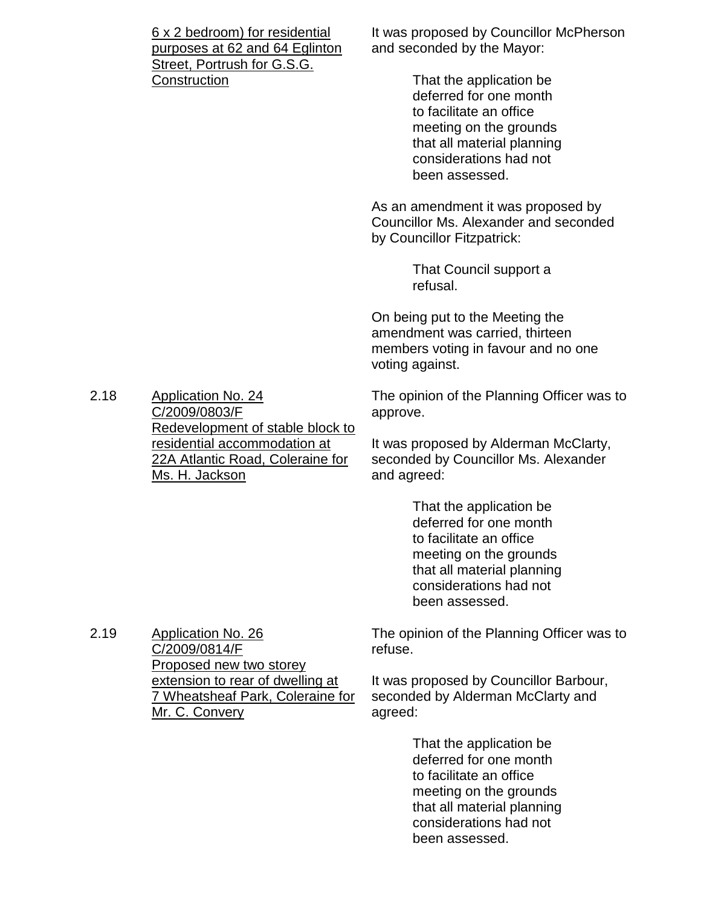6 x 2 bedroom) for residential purposes at 62 and 64 Eglinton Street, Portrush for G.S.G. Construction

It was proposed by Councillor McPherson and seconded by the Mayor:

> That the application be deferred for one month to facilitate an office meeting on the grounds that all material planning considerations had not been assessed.

As an amendment it was proposed by Councillor Ms. Alexander and seconded by Councillor Fitzpatrick:

> That Council support a refusal.

On being put to the Meeting the amendment was carried, thirteen members voting in favour and no one voting against.

2.18 Application No. 24
C/2009/0803/F
Redevelopment of stable block to residential accommodation at 22A Atlantic Road, Coleraine for Ms. H. Jackson

The opinion of the Planning Officer was to approve.

It was proposed by Alderman McClarty, seconded by Councillor Ms. Alexander and agreed:

> That the application be deferred for one month to facilitate an office meeting on the grounds that all material planning considerations had not been assessed.

2.19 Application No. 26
C/2009/0814/F
Proposed new two storey extension to rear of dwelling at 7 Wheatsheaf Park, Coleraine for Mr. C. Convery

The opinion of the Planning Officer was to refuse.

It was proposed by Councillor Barbour, seconded by Alderman McClarty and agreed:

> That the application be deferred for one month to facilitate an office meeting on the grounds that all material planning considerations had not been assessed.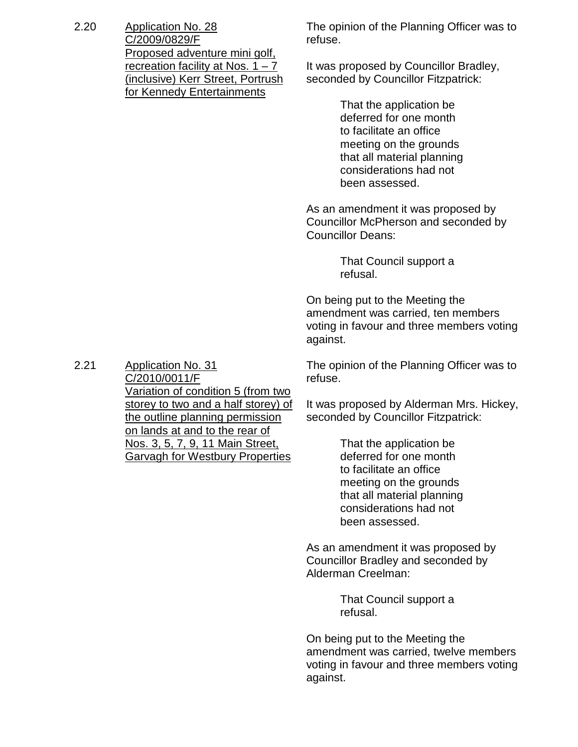2.20 Application No. 28
C/2009/0829/F
Proposed adventure mini golf, recreation facility at Nos. 1 – 7 (inclusive) Kerr Street, Portrush for Kennedy Entertainments

The opinion of the Planning Officer was to refuse.

It was proposed by Councillor Bradley, seconded by Councillor Fitzpatrick:

> That the application be deferred for one month to facilitate an office meeting on the grounds that all material planning considerations had not been assessed.

As an amendment it was proposed by Councillor McPherson and seconded by Councillor Deans:

> That Council support a refusal.

On being put to the Meeting the amendment was carried, ten members voting in favour and three members voting against.

2.21 Application No. 31
C/2010/0011/F
Variation of condition 5 (from two storey to two and a half storey) of the outline planning permission on lands at and to the rear of Nos. 3, 5, 7, 9, 11 Main Street, Garvagh for Westbury Properties

The opinion of the Planning Officer was to refuse.

It was proposed by Alderman Mrs. Hickey, seconded by Councillor Fitzpatrick:

> That the application be deferred for one month to facilitate an office meeting on the grounds that all material planning considerations had not been assessed.

As an amendment it was proposed by Councillor Bradley and seconded by Alderman Creelman:

> That Council support a refusal.

On being put to the Meeting the amendment was carried, twelve members voting in favour and three members voting against.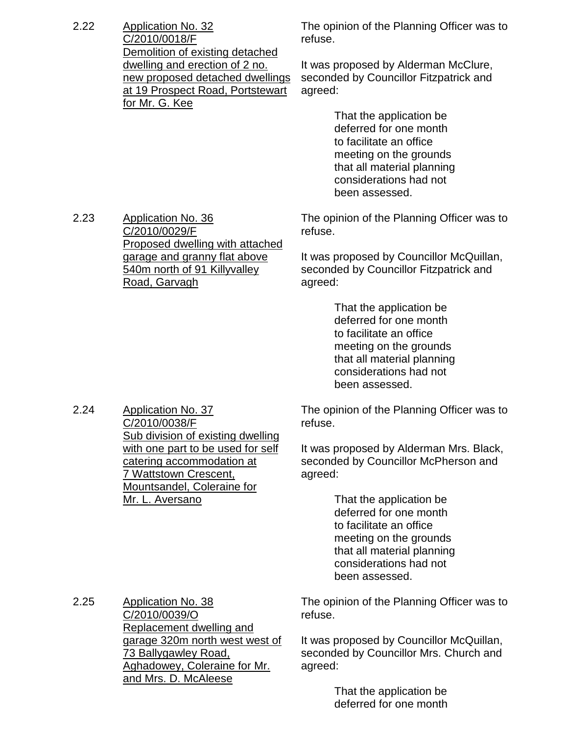2.22 Application No. 32
C/2010/0018/F
Demolition of existing detached dwelling and erection of 2 no. new proposed detached dwellings at 19 Prospect Road, Portstewart for Mr. G. Kee

The opinion of the Planning Officer was to refuse.

It was proposed by Alderman McClure, seconded by Councillor Fitzpatrick and agreed:

> That the application be deferred for one month to facilitate an office meeting on the grounds that all material planning considerations had not been assessed.

2.23 Application No. 36
C/2010/0029/F
Proposed dwelling with attached garage and granny flat above 540m north of 91 Killyvalley Road, Garvagh

The opinion of the Planning Officer was to refuse.

It was proposed by Councillor McQuillan, seconded by Councillor Fitzpatrick and agreed:

> That the application be deferred for one month to facilitate an office meeting on the grounds that all material planning considerations had not been assessed.

2.24 Application No. 37
C/2010/0038/F
Sub division of existing dwelling with one part to be used for self catering accommodation at 7 Wattstown Crescent, Mountsandel, Coleraine for Mr. L. Aversano

The opinion of the Planning Officer was to refuse.

It was proposed by Alderman Mrs. Black, seconded by Councillor McPherson and agreed:

> That the application be deferred for one month to facilitate an office meeting on the grounds that all material planning considerations had not been assessed.

2.25 Application No. 38
C/2010/0039/O
Replacement dwelling and garage 320m north west west of 73 Ballygawley Road, Aghadowey, Coleraine for Mr. and Mrs. D. McAleese

The opinion of the Planning Officer was to refuse.

It was proposed by Councillor McQuillan, seconded by Councillor Mrs. Church and agreed:

> That the application be deferred for one month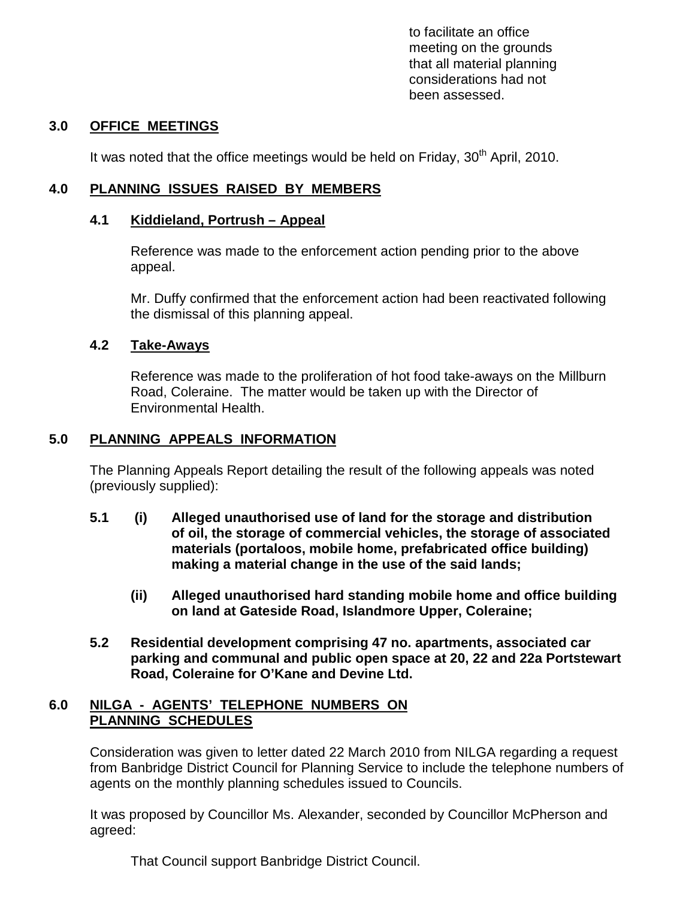to facilitate an office meeting on the grounds that all material planning considerations had not been assessed.

## 3.0 OFFICE MEETINGS

It was noted that the office meetings would be held on Friday, 30th April, 2010.

## 4.0 PLANNING ISSUES RAISED BY MEMBERS

### 4.1 Kiddieland, Portrush – Appeal

Reference was made to the enforcement action pending prior to the above appeal.

Mr. Duffy confirmed that the enforcement action had been reactivated following the dismissal of this planning appeal.

### 4.2 Take-Aways

Reference was made to the proliferation of hot food take-aways on the Millburn Road, Coleraine. The matter would be taken up with the Director of Environmental Health.

## 5.0 PLANNING APPEALS INFORMATION

The Planning Appeals Report detailing the result of the following appeals was noted (previously supplied):

**5.1 (i) Alleged unauthorised use of land for the storage and distribution of oil, the storage of commercial vehicles, the storage of associated materials (portaloos, mobile home, prefabricated office building) making a material change in the use of the said lands;**

**(ii) Alleged unauthorised hard standing mobile home and office building on land at Gateside Road, Islandmore Upper, Coleraine;**

**5.2 Residential development comprising 47 no. apartments, associated car parking and communal and public open space at 20, 22 and 22a Portstewart Road, Coleraine for O'Kane and Devine Ltd.**

## 6.0 NILGA - AGENTS' TELEPHONE NUMBERS ON PLANNING SCHEDULES

Consideration was given to letter dated 22 March 2010 from NILGA regarding a request from Banbridge District Council for Planning Service to include the telephone numbers of agents on the monthly planning schedules issued to Councils.

It was proposed by Councillor Ms. Alexander, seconded by Councillor McPherson and agreed:

That Council support Banbridge District Council.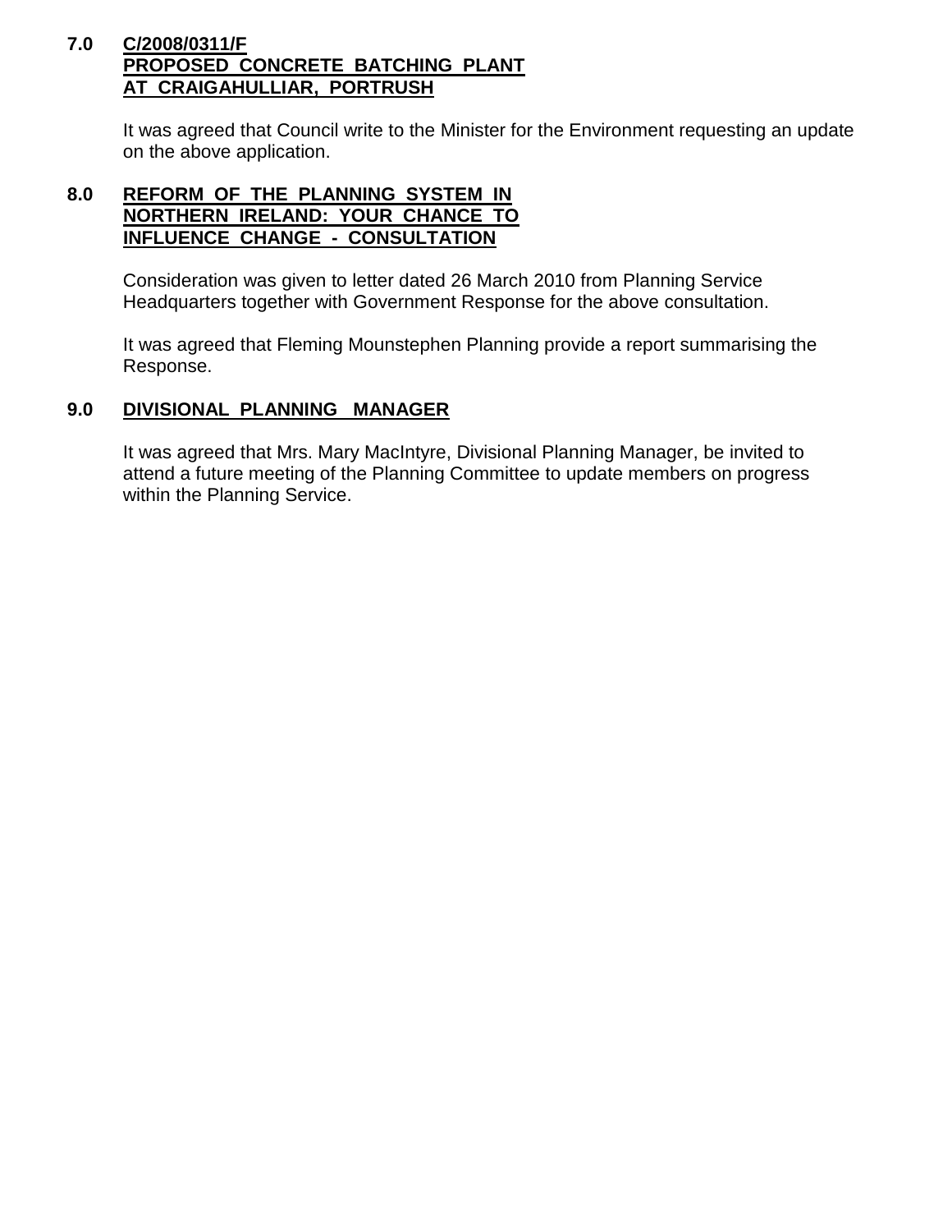**7.0 C/2008/0311/F**
**PROPOSED CONCRETE BATCHING PLANT AT CRAIGAHULLIAR, PORTRUSH**

It was agreed that Council write to the Minister for the Environment requesting an update on the above application.

**8.0 REFORM OF THE PLANNING SYSTEM IN NORTHERN IRELAND: YOUR CHANCE TO INFLUENCE CHANGE - CONSULTATION**

Consideration was given to letter dated 26 March 2010 from Planning Service Headquarters together with Government Response for the above consultation.

It was agreed that Fleming Mounstephen Planning provide a report summarising the Response.

**9.0 DIVISIONAL PLANNING MANAGER**

It was agreed that Mrs. Mary MacIntyre, Divisional Planning Manager, be invited to attend a future meeting of the Planning Committee to update members on progress within the Planning Service.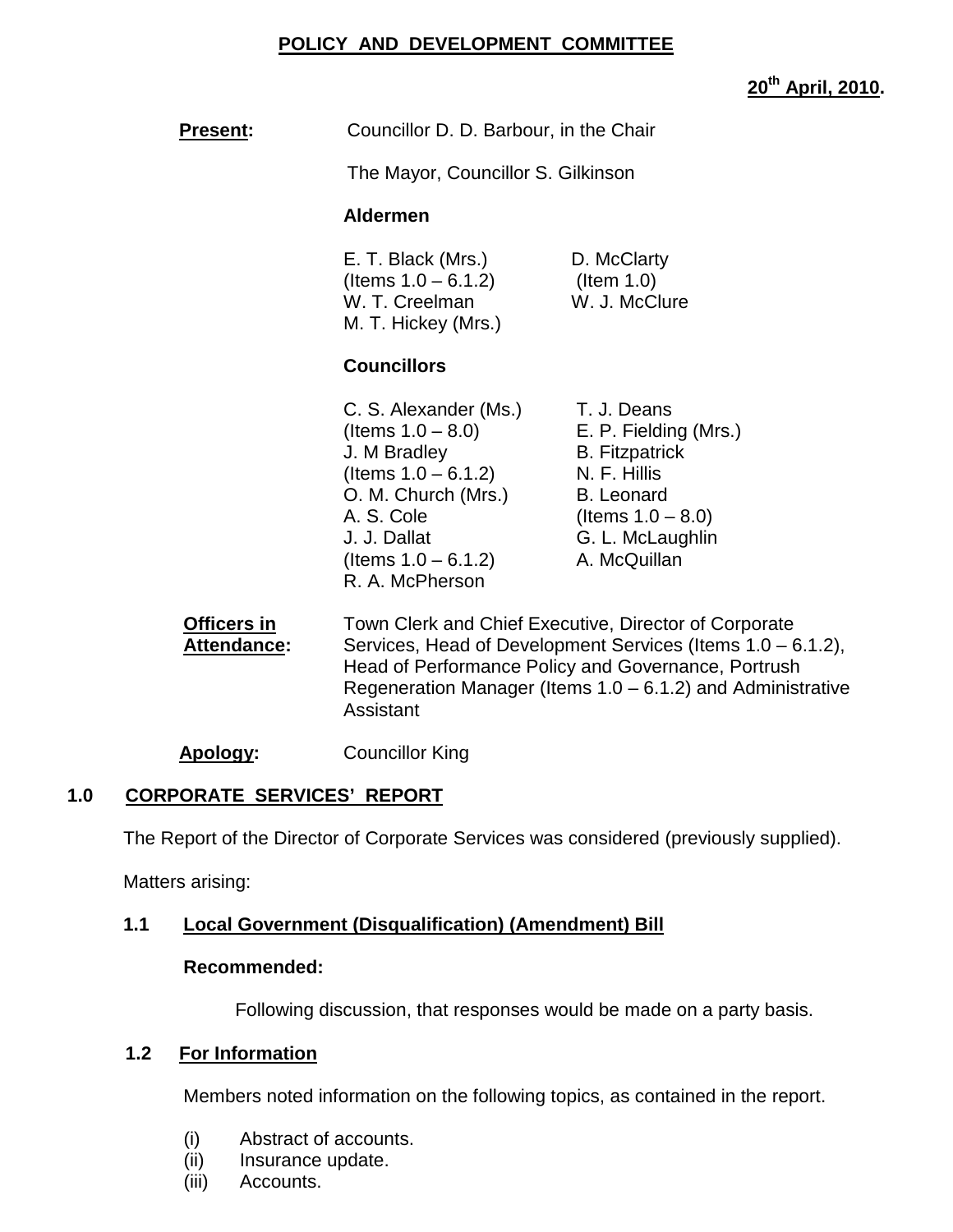**POLICY AND DEVELOPMENT COMMITTEE**

**20th April, 2010.**

**Present:** Councillor D. D. Barbour, in the Chair

The Mayor, Councillor S. Gilkinson

**Aldermen**

E. T. Black (Mrs.) (Items 1.0 – 6.1.2)
W. T. Creelman
M. T. Hickey (Mrs.)
D. McClarty (Item 1.0)
W. J. McClure

**Councillors**

C. S. Alexander (Ms.) (Items 1.0 – 8.0)
J. M Bradley (Items 1.0 – 6.1.2)
O. M. Church (Mrs.)
A. S. Cole
J. J. Dallat (Items 1.0 – 6.1.2)
R. A. McPherson
T. J. Deans
E. P. Fielding (Mrs.)
B. Fitzpatrick
N. F. Hillis
B. Leonard (Items 1.0 – 8.0)
G. L. McLaughlin
A. McQuillan

**Officers in Attendance:** Town Clerk and Chief Executive, Director of Corporate Services, Head of Development Services (Items 1.0 – 6.1.2), Head of Performance Policy and Governance, Portrush Regeneration Manager (Items 1.0 – 6.1.2) and Administrative Assistant

**Apology:** Councillor King

## 1.0 CORPORATE SERVICES' REPORT

The Report of the Director of Corporate Services was considered (previously supplied).

Matters arising:

### 1.1 Local Government (Disqualification) (Amendment) Bill

**Recommended:**

Following discussion, that responses would be made on a party basis.

### 1.2 For Information

Members noted information on the following topics, as contained in the report.

(i) Abstract of accounts.
(ii) Insurance update.
(iii) Accounts.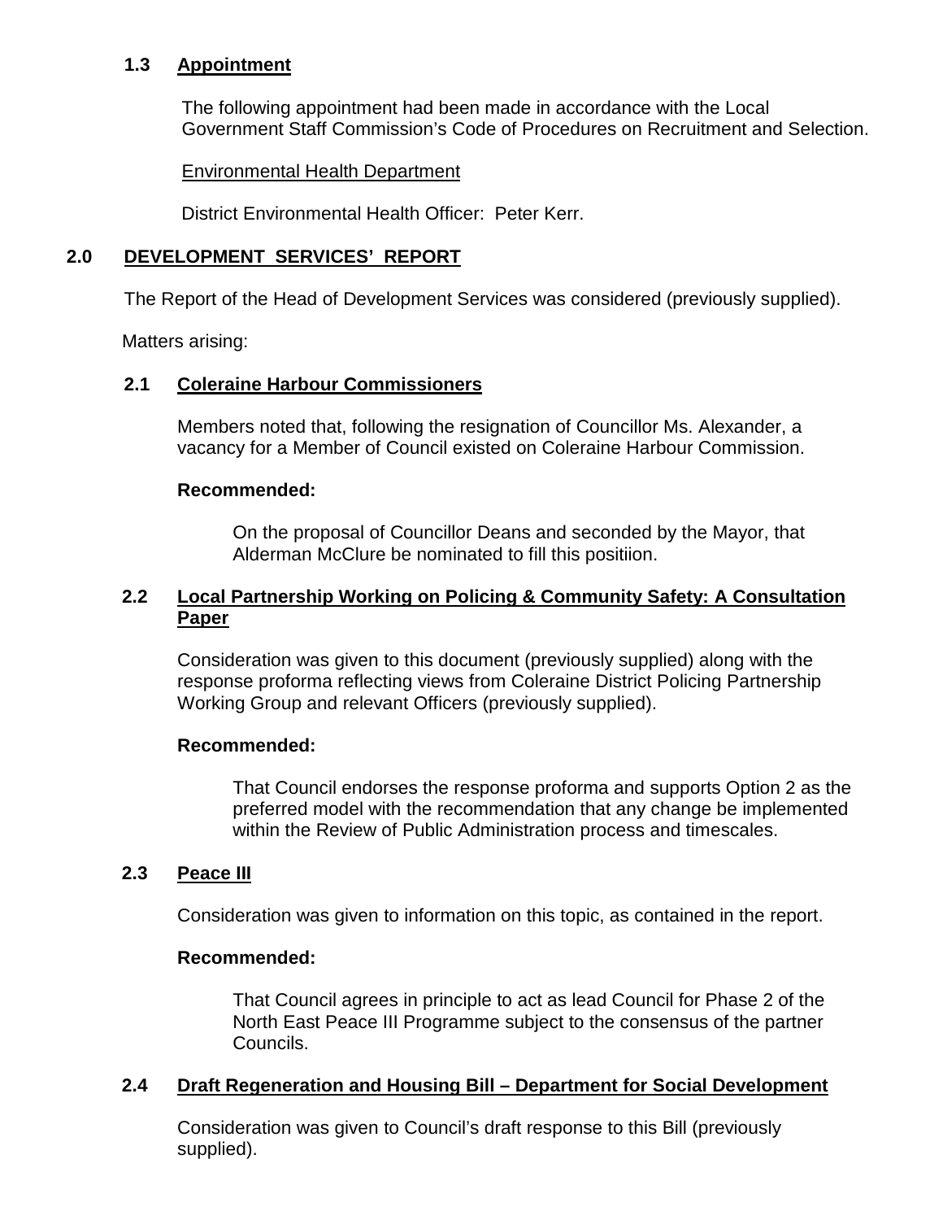### 1.3 Appointment

The following appointment had been made in accordance with the Local Government Staff Commission's Code of Procedures on Recruitment and Selection.

Environmental Health Department

District Environmental Health Officer: Peter Kerr.

## 2.0 DEVELOPMENT SERVICES' REPORT

The Report of the Head of Development Services was considered (previously supplied).

Matters arising:

### 2.1 Coleraine Harbour Commissioners

Members noted that, following the resignation of Councillor Ms. Alexander, a vacancy for a Member of Council existed on Coleraine Harbour Commission.

**Recommended:**

On the proposal of Councillor Deans and seconded by the Mayor, that Alderman McClure be nominated to fill this positiion.

### 2.2 Local Partnership Working on Policing & Community Safety: A Consultation Paper

Consideration was given to this document (previously supplied) along with the response proforma reflecting views from Coleraine District Policing Partnership Working Group and relevant Officers (previously supplied).

**Recommended:**

That Council endorses the response proforma and supports Option 2 as the preferred model with the recommendation that any change be implemented within the Review of Public Administration process and timescales.

### 2.3 Peace III

Consideration was given to information on this topic, as contained in the report.

**Recommended:**

That Council agrees in principle to act as lead Council for Phase 2 of the North East Peace III Programme subject to the consensus of the partner Councils.

### 2.4 Draft Regeneration and Housing Bill – Department for Social Development

Consideration was given to Council's draft response to this Bill (previously supplied).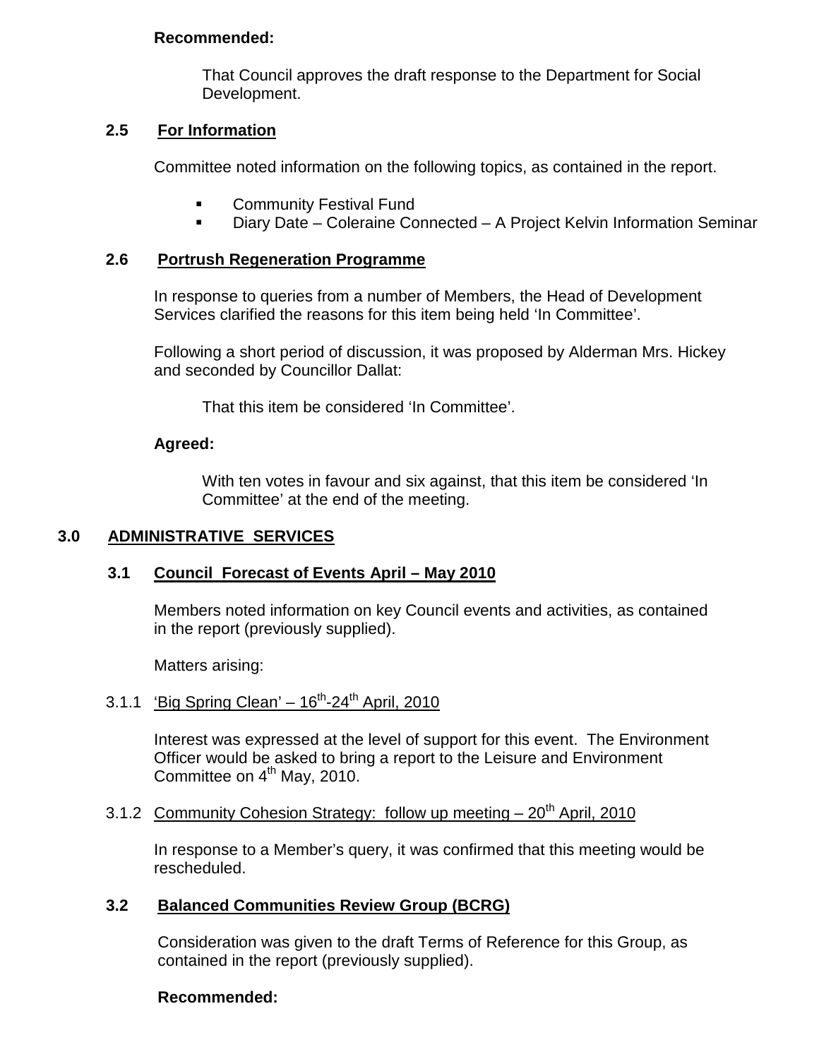**Recommended:**

That Council approves the draft response to the Department for Social Development.

### 2.5 For Information

Committee noted information on the following topics, as contained in the report.

- Community Festival Fund
- Diary Date – Coleraine Connected – A Project Kelvin Information Seminar

### 2.6 Portrush Regeneration Programme

In response to queries from a number of Members, the Head of Development Services clarified the reasons for this item being held 'In Committee'.

Following a short period of discussion, it was proposed by Alderman Mrs. Hickey and seconded by Councillor Dallat:

That this item be considered 'In Committee'.

**Agreed:**

With ten votes in favour and six against, that this item be considered 'In Committee' at the end of the meeting.

## 3.0 ADMINISTRATIVE SERVICES

### 3.1 Council Forecast of Events April – May 2010

Members noted information on key Council events and activities, as contained in the report (previously supplied).

Matters arising:

3.1.1 'Big Spring Clean' – 16th-24th April, 2010

Interest was expressed at the level of support for this event. The Environment Officer would be asked to bring a report to the Leisure and Environment Committee on 4th May, 2010.

3.1.2 Community Cohesion Strategy: follow up meeting – 20th April, 2010

In response to a Member's query, it was confirmed that this meeting would be rescheduled.

### 3.2 Balanced Communities Review Group (BCRG)

Consideration was given to the draft Terms of Reference for this Group, as contained in the report (previously supplied).

**Recommended:**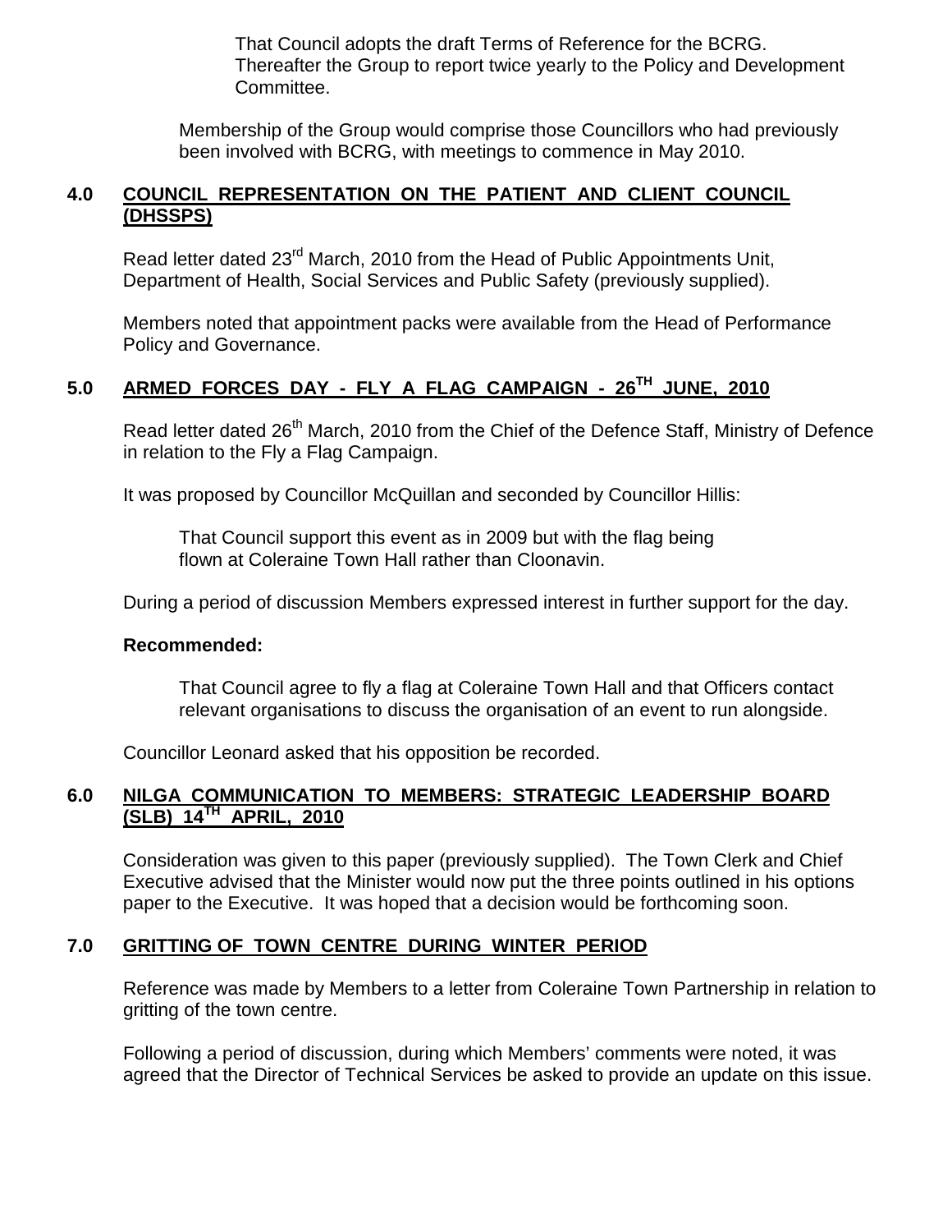That Council adopts the draft Terms of Reference for the BCRG. Thereafter the Group to report twice yearly to the Policy and Development Committee.

Membership of the Group would comprise those Councillors who had previously been involved with BCRG, with meetings to commence in May 2010.

## 4.0 COUNCIL REPRESENTATION ON THE PATIENT AND CLIENT COUNCIL (DHSSPS)

Read letter dated 23rd March, 2010 from the Head of Public Appointments Unit, Department of Health, Social Services and Public Safety (previously supplied).

Members noted that appointment packs were available from the Head of Performance Policy and Governance.

## 5.0 ARMED FORCES DAY - FLY A FLAG CAMPAIGN - 26TH JUNE, 2010

Read letter dated 26th March, 2010 from the Chief of the Defence Staff, Ministry of Defence in relation to the Fly a Flag Campaign.

It was proposed by Councillor McQuillan and seconded by Councillor Hillis:

> That Council support this event as in 2009 but with the flag being flown at Coleraine Town Hall rather than Cloonavin.

During a period of discussion Members expressed interest in further support for the day.

**Recommended:**

> That Council agree to fly a flag at Coleraine Town Hall and that Officers contact relevant organisations to discuss the organisation of an event to run alongside.

Councillor Leonard asked that his opposition be recorded.

## 6.0 NILGA COMMUNICATION TO MEMBERS: STRATEGIC LEADERSHIP BOARD (SLB) 14TH APRIL, 2010

Consideration was given to this paper (previously supplied). The Town Clerk and Chief Executive advised that the Minister would now put the three points outlined in his options paper to the Executive. It was hoped that a decision would be forthcoming soon.

## 7.0 GRITTING OF TOWN CENTRE DURING WINTER PERIOD

Reference was made by Members to a letter from Coleraine Town Partnership in relation to gritting of the town centre.

Following a period of discussion, during which Members' comments were noted, it was agreed that the Director of Technical Services be asked to provide an update on this issue.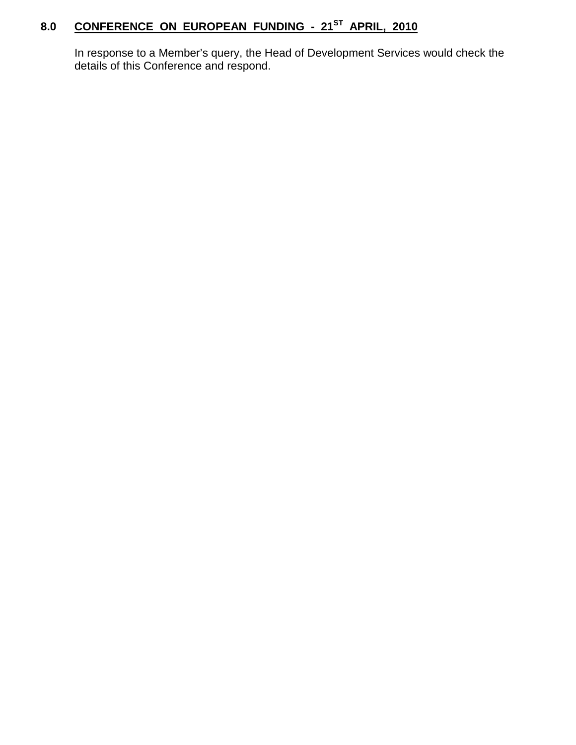## 8.0 CONFERENCE ON EUROPEAN FUNDING - 21ST APRIL, 2010

In response to a Member's query, the Head of Development Services would check the details of this Conference and respond.